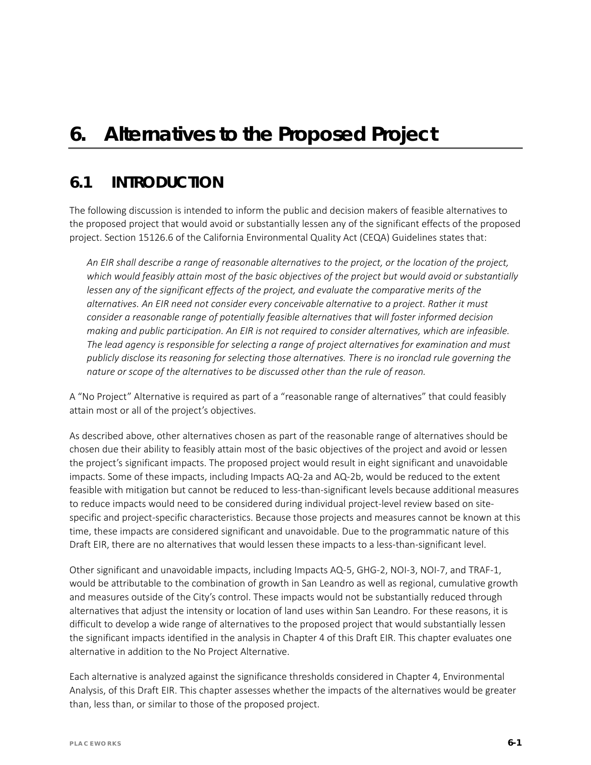# 6. Alternatives to the Proposed Project

## 6.1 INTRODUCTION

The following discussion is intended to inform the public and decision makers of feasible alternatives to the proposed project that would avoid or substantially lessen any of the significant effects of the proposed project. Section 15126.6 of the California Environmental Quality Act (CEQA) Guidelines states that:

*An EIR shall describe a range of reasonable alternatives to the project, or the location of the project, which would feasibly attain most of the basic objectives of the project but would avoid or substantially lessen any of the significant effects of the project, and evaluate the comparative merits of the alternatives. An EIR need not consider every conceivable alternative to a project. Rather it must consider a reasonable range of potentially feasible alternatives that will foster informed decision making and public participation. An EIR is not required to consider alternatives, which are infeasible. The lead agency is responsible for selecting a range of project alternatives for examination and must publicly disclose its reasoning for selecting those alternatives. There is no ironclad rule governing the nature or scope of the alternatives to be discussed other than the rule of reason.*

A "No Project" Alternative is required as part of a "reasonable range of alternatives" that could feasibly attain most or all of the project's objectives.

As described above, other alternatives chosen as part of the reasonable range of alternatives should be chosen due their ability to feasibly attain most of the basic objectives of the project and avoid or lessen the project's significant impacts. The proposed project would result in eight significant and unavoidable impacts. Some of these impacts, including Impacts AQ-2a and AQ-2b, would be reduced to the extent feasible with mitigation but cannot be reduced to less-than-significant levels because additional measures to reduce impacts would need to be considered during individual project-level review based on site-specific and project-specific characteristics. Because those projects and measures cannot be known at this time, these impacts are considered significant and unavoidable. Due to the programmatic nature of this Draft EIR, there are no alternatives that would lessen these impacts to a less-than-significant level.

Other significant and unavoidable impacts, including Impacts AQ-5, GHG-2, NOI-3, NOI-7, and TRAF-1, would be attributable to the combination of growth in San Leandro as well as regional, cumulative growth and measures outside of the City's control. These impacts would not be substantially reduced through alternatives that adjust the intensity or location of land uses within San Leandro. For these reasons, it is difficult to develop a wide range of alternatives to the proposed project that would substantially lessen the significant impacts identified in the analysis in Chapter 4 of this Draft EIR. This chapter evaluates one alternative in addition to the No Project Alternative.

Each alternative is analyzed against the significance thresholds considered in Chapter 4, Environmental Analysis, of this Draft EIR. This chapter assesses whether the impacts of the alternatives would be greater than, less than, or similar to those of the proposed project.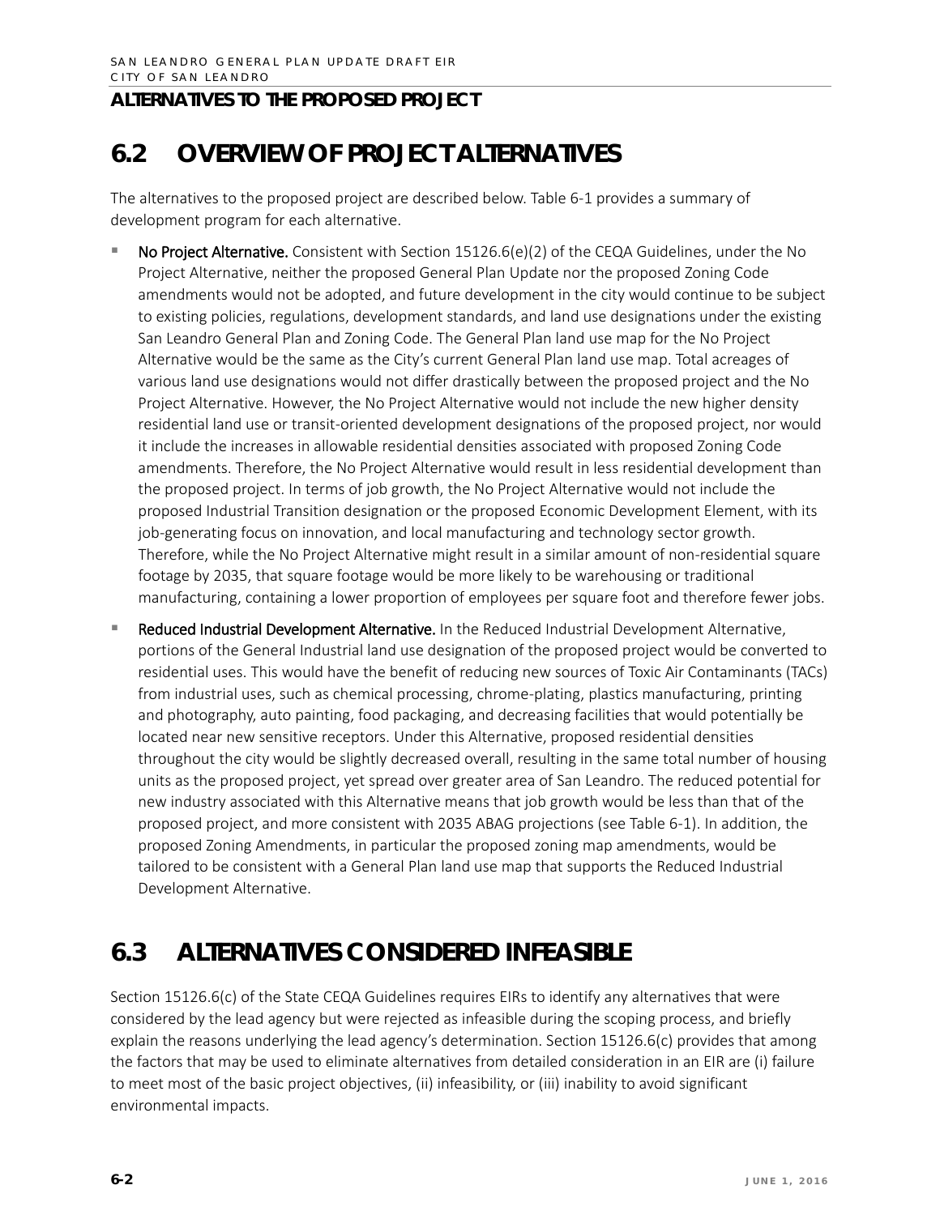## 6.2 OVERVIEW OF PROJECT ALTERNATIVES

The alternatives to the proposed project are described below. Table 6-1 provides a summary of development program for each alternative.

- **No Project Alternative.** Consistent with Section 15126.6(e)(2) of the CEQA Guidelines, under the No Project Alternative, neither the proposed General Plan Update nor the proposed Zoning Code amendments would not be adopted, and future development in the city would continue to be subject to existing policies, regulations, development standards, and land use designations under the existing San Leandro General Plan and Zoning Code. The General Plan land use map for the No Project Alternative would be the same as the City's current General Plan land use map. Total acreages of various land use designations would not differ drastically between the proposed project and the No Project Alternative. However, the No Project Alternative would not include the new higher density residential land use or transit-oriented development designations of the proposed project, nor would it include the increases in allowable residential densities associated with proposed Zoning Code amendments. Therefore, the No Project Alternative would result in less residential development than the proposed project. In terms of job growth, the No Project Alternative would not include the proposed Industrial Transition designation or the proposed Economic Development Element, with its job-generating focus on innovation, and local manufacturing and technology sector growth. Therefore, while the No Project Alternative might result in a similar amount of non-residential square footage by 2035, that square footage would be more likely to be warehousing or traditional manufacturing, containing a lower proportion of employees per square foot and therefore fewer jobs.
- **Reduced Industrial Development Alternative.** In the Reduced Industrial Development Alternative, portions of the General Industrial land use designation of the proposed project would be converted to residential uses. This would have the benefit of reducing new sources of Toxic Air Contaminants (TACs) from industrial uses, such as chemical processing, chrome-plating, plastics manufacturing, printing and photography, auto painting, food packaging, and decreasing facilities that would potentially be located near new sensitive receptors. Under this Alternative, proposed residential densities throughout the city would be slightly decreased overall, resulting in the same total number of housing units as the proposed project, yet spread over greater area of San Leandro. The reduced potential for new industry associated with this Alternative means that job growth would be less than that of the proposed project, and more consistent with 2035 ABAG projections (see Table 6-1). In addition, the proposed Zoning Amendments, in particular the proposed zoning map amendments, would be tailored to be consistent with a General Plan land use map that supports the Reduced Industrial Development Alternative.

## 6.3 ALTERNATIVES CONSIDERED INFEASIBLE

Section 15126.6(c) of the State CEQA Guidelines requires EIRs to identify any alternatives that were considered by the lead agency but were rejected as infeasible during the scoping process, and briefly explain the reasons underlying the lead agency's determination. Section 15126.6(c) provides that among the factors that may be used to eliminate alternatives from detailed consideration in an EIR are (i) failure to meet most of the basic project objectives, (ii) infeasibility, or (iii) inability to avoid significant environmental impacts.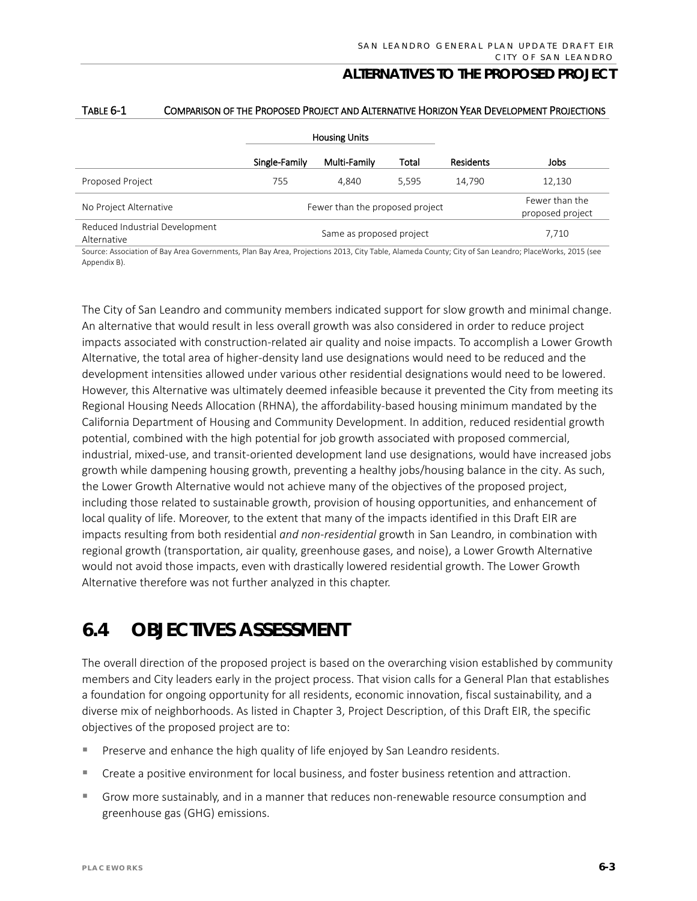TABLE 6-1 COMPARISON OF THE PROPOSED PROJECT AND ALTERNATIVE HORIZON YEAR DEVELOPMENT PROJECTIONS

| | Housing Units | | | | |
|---|---|---|---|---|---|
| | Single-Family | Multi-Family | Total | Residents | Jobs |
| Proposed Project | 755 | 4,840 | 5,595 | 14,790 | 12,130 |
| No Project Alternative | Fewer than the proposed project | | | | Fewer than the proposed project |
| Reduced Industrial Development Alternative | Same as proposed project | | | | 7,710 |

Source: Association of Bay Area Governments, Plan Bay Area, Projections 2013, City Table, Alameda County; City of San Leandro; PlaceWorks, 2015 (see Appendix B).

The City of San Leandro and community members indicated support for slow growth and minimal change. An alternative that would result in less overall growth was also considered in order to reduce project impacts associated with construction-related air quality and noise impacts. To accomplish a Lower Growth Alternative, the total area of higher-density land use designations would need to be reduced and the development intensities allowed under various other residential designations would need to be lowered. However, this Alternative was ultimately deemed infeasible because it prevented the City from meeting its Regional Housing Needs Allocation (RHNA), the affordability-based housing minimum mandated by the California Department of Housing and Community Development. In addition, reduced residential growth potential, combined with the high potential for job growth associated with proposed commercial, industrial, mixed-use, and transit-oriented development land use designations, would have increased jobs growth while dampening housing growth, preventing a healthy jobs/housing balance in the city. As such, the Lower Growth Alternative would not achieve many of the objectives of the proposed project, including those related to sustainable growth, provision of housing opportunities, and enhancement of local quality of life. Moreover, to the extent that many of the impacts identified in this Draft EIR are impacts resulting from both residential *and non-residential* growth in San Leandro, in combination with regional growth (transportation, air quality, greenhouse gases, and noise), a Lower Growth Alternative would not avoid those impacts, even with drastically lowered residential growth. The Lower Growth Alternative therefore was not further analyzed in this chapter.

## 6.4 OBJECTIVES ASSESSMENT

The overall direction of the proposed project is based on the overarching vision established by community members and City leaders early in the project process. That vision calls for a General Plan that establishes a foundation for ongoing opportunity for all residents, economic innovation, fiscal sustainability, and a diverse mix of neighborhoods. As listed in Chapter 3, Project Description, of this Draft EIR, the specific objectives of the proposed project are to:

- Preserve and enhance the high quality of life enjoyed by San Leandro residents.
- Create a positive environment for local business, and foster business retention and attraction.
- Grow more sustainably, and in a manner that reduces non-renewable resource consumption and greenhouse gas (GHG) emissions.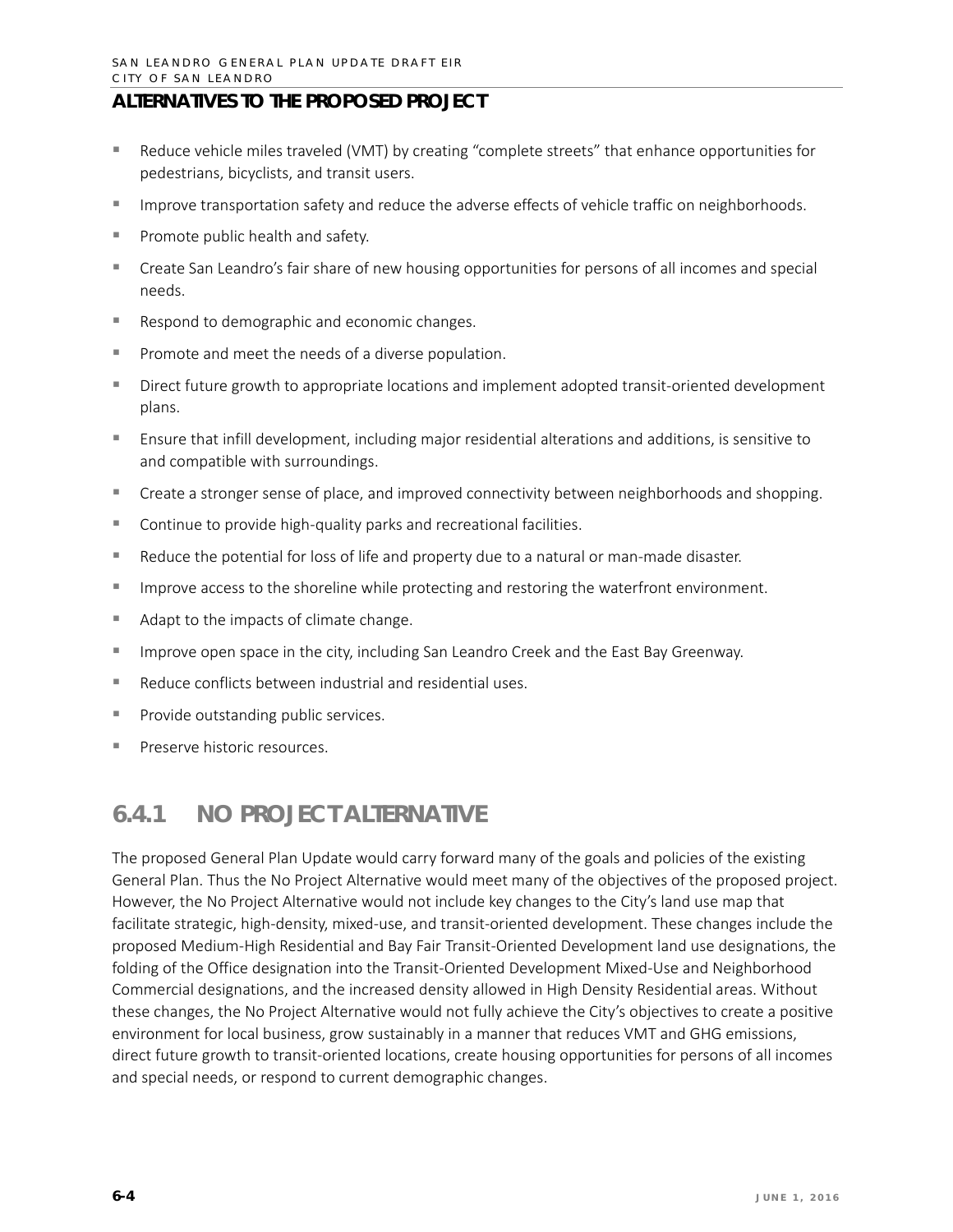## ALTERNATIVES TO THE PROPOSED PROJECT

- Reduce vehicle miles traveled (VMT) by creating "complete streets" that enhance opportunities for pedestrians, bicyclists, and transit users.
- Improve transportation safety and reduce the adverse effects of vehicle traffic on neighborhoods.
- Promote public health and safety.
- Create San Leandro's fair share of new housing opportunities for persons of all incomes and special needs.
- Respond to demographic and economic changes.
- Promote and meet the needs of a diverse population.
- Direct future growth to appropriate locations and implement adopted transit-oriented development plans.
- Ensure that infill development, including major residential alterations and additions, is sensitive to and compatible with surroundings.
- Create a stronger sense of place, and improved connectivity between neighborhoods and shopping.
- Continue to provide high-quality parks and recreational facilities.
- Reduce the potential for loss of life and property due to a natural or man-made disaster.
- Improve access to the shoreline while protecting and restoring the waterfront environment.
- Adapt to the impacts of climate change.
- Improve open space in the city, including San Leandro Creek and the East Bay Greenway.
- Reduce conflicts between industrial and residential uses.
- Provide outstanding public services.
- Preserve historic resources.

## 6.4.1 NO PROJECT ALTERNATIVE

The proposed General Plan Update would carry forward many of the goals and policies of the existing General Plan. Thus the No Project Alternative would meet many of the objectives of the proposed project. However, the No Project Alternative would not include key changes to the City's land use map that facilitate strategic, high-density, mixed-use, and transit-oriented development. These changes include the proposed Medium-High Residential and Bay Fair Transit-Oriented Development land use designations, the folding of the Office designation into the Transit-Oriented Development Mixed-Use and Neighborhood Commercial designations, and the increased density allowed in High Density Residential areas. Without these changes, the No Project Alternative would not fully achieve the City's objectives to create a positive environment for local business, grow sustainably in a manner that reduces VMT and GHG emissions, direct future growth to transit-oriented locations, create housing opportunities for persons of all incomes and special needs, or respond to current demographic changes.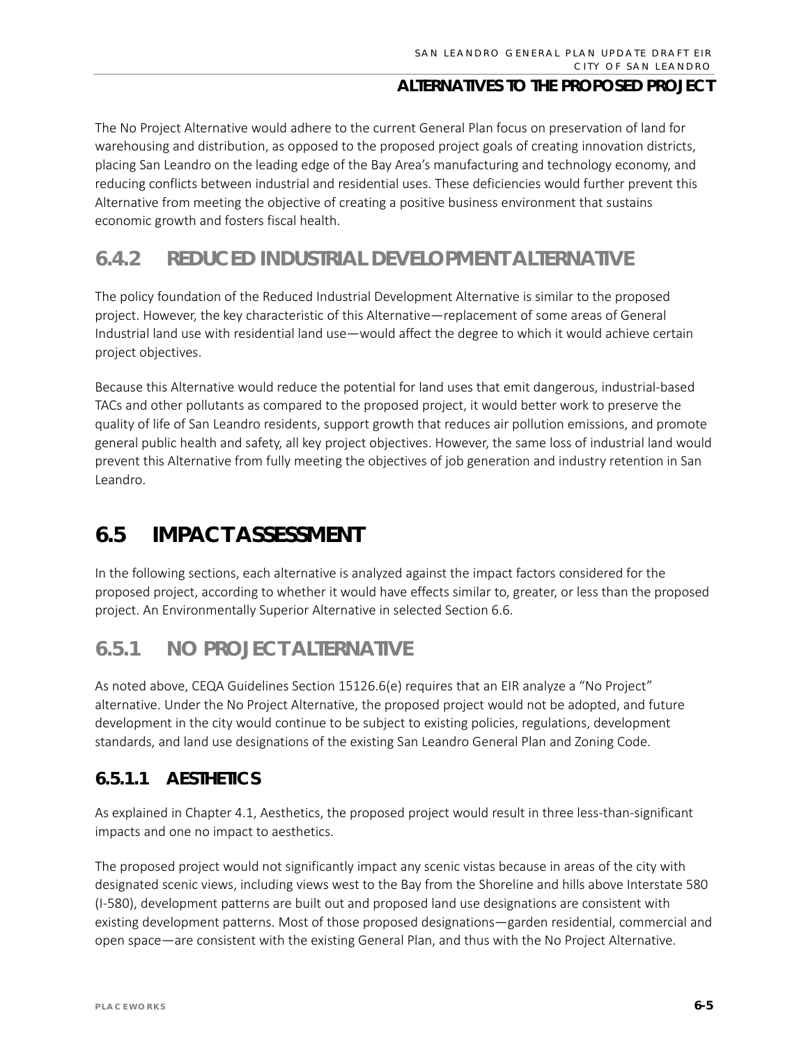The No Project Alternative would adhere to the current General Plan focus on preservation of land for warehousing and distribution, as opposed to the proposed project goals of creating innovation districts, placing San Leandro on the leading edge of the Bay Area's manufacturing and technology economy, and reducing conflicts between industrial and residential uses. These deficiencies would further prevent this Alternative from meeting the objective of creating a positive business environment that sustains economic growth and fosters fiscal health.

### 6.4.2 REDUCED INDUSTRIAL DEVELOPMENT ALTERNATIVE

The policy foundation of the Reduced Industrial Development Alternative is similar to the proposed project. However, the key characteristic of this Alternative—replacement of some areas of General Industrial land use with residential land use—would affect the degree to which it would achieve certain project objectives.

Because this Alternative would reduce the potential for land uses that emit dangerous, industrial-based TACs and other pollutants as compared to the proposed project, it would better work to preserve the quality of life of San Leandro residents, support growth that reduces air pollution emissions, and promote general public health and safety, all key project objectives. However, the same loss of industrial land would prevent this Alternative from fully meeting the objectives of job generation and industry retention in San Leandro.

## 6.5 IMPACT ASSESSMENT

In the following sections, each alternative is analyzed against the impact factors considered for the proposed project, according to whether it would have effects similar to, greater, or less than the proposed project. An Environmentally Superior Alternative in selected Section 6.6.

### 6.5.1 NO PROJECT ALTERNATIVE

As noted above, CEQA Guidelines Section 15126.6(e) requires that an EIR analyze a "No Project" alternative. Under the No Project Alternative, the proposed project would not be adopted, and future development in the city would continue to be subject to existing policies, regulations, development standards, and land use designations of the existing San Leandro General Plan and Zoning Code.

#### 6.5.1.1 AESTHETICS

As explained in Chapter 4.1, Aesthetics, the proposed project would result in three less-than-significant impacts and one no impact to aesthetics.

The proposed project would not significantly impact any scenic vistas because in areas of the city with designated scenic views, including views west to the Bay from the Shoreline and hills above Interstate 580 (I-580), development patterns are built out and proposed land use designations are consistent with existing development patterns. Most of those proposed designations—garden residential, commercial and open space—are consistent with the existing General Plan, and thus with the No Project Alternative.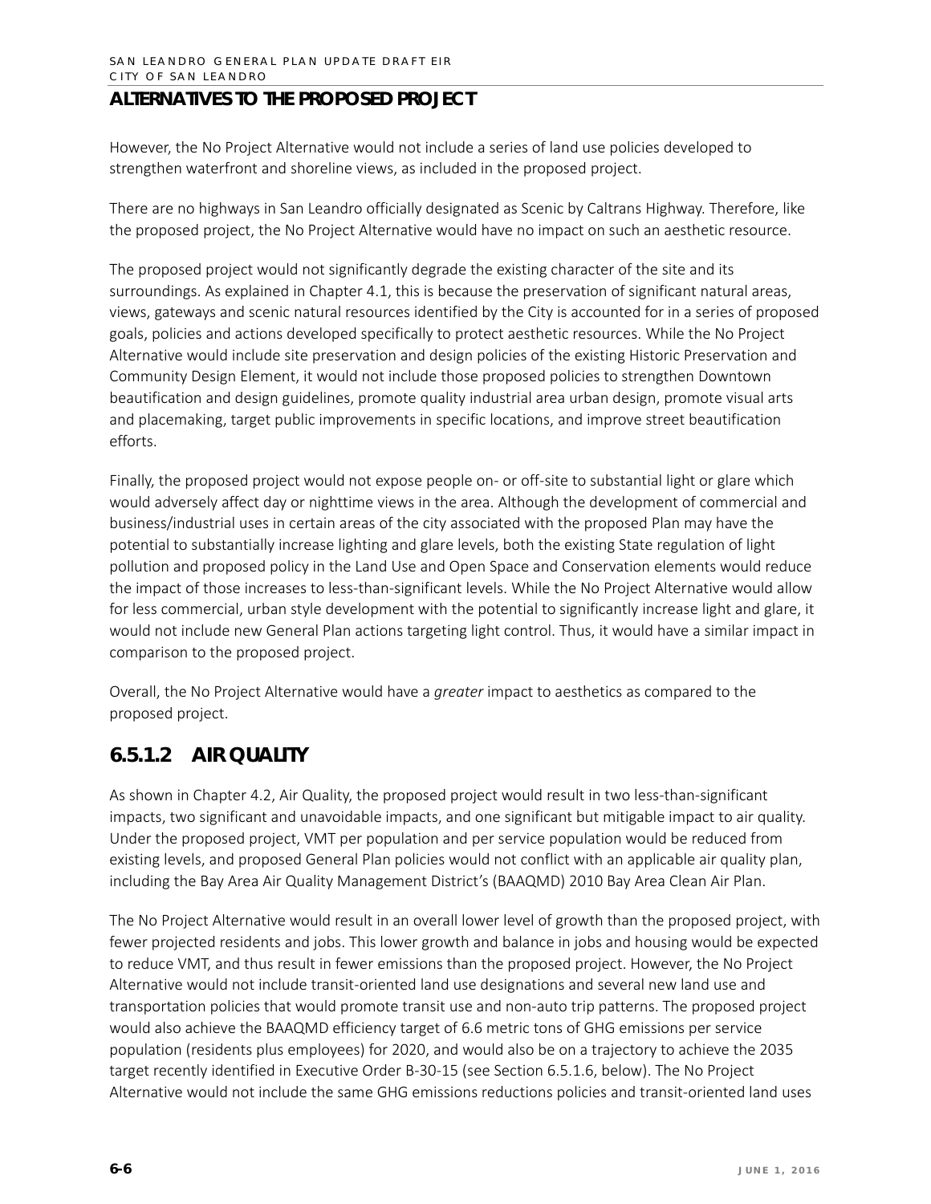However, the No Project Alternative would not include a series of land use policies developed to strengthen waterfront and shoreline views, as included in the proposed project.

There are no highways in San Leandro officially designated as Scenic by Caltrans Highway. Therefore, like the proposed project, the No Project Alternative would have no impact on such an aesthetic resource.

The proposed project would not significantly degrade the existing character of the site and its surroundings. As explained in Chapter 4.1, this is because the preservation of significant natural areas, views, gateways and scenic natural resources identified by the City is accounted for in a series of proposed goals, policies and actions developed specifically to protect aesthetic resources. While the No Project Alternative would include site preservation and design policies of the existing Historic Preservation and Community Design Element, it would not include those proposed policies to strengthen Downtown beautification and design guidelines, promote quality industrial area urban design, promote visual arts and placemaking, target public improvements in specific locations, and improve street beautification efforts.

Finally, the proposed project would not expose people on- or off-site to substantial light or glare which would adversely affect day or nighttime views in the area. Although the development of commercial and business/industrial uses in certain areas of the city associated with the proposed Plan may have the potential to substantially increase lighting and glare levels, both the existing State regulation of light pollution and proposed policy in the Land Use and Open Space and Conservation elements would reduce the impact of those increases to less-than-significant levels. While the No Project Alternative would allow for less commercial, urban style development with the potential to significantly increase light and glare, it would not include new General Plan actions targeting light control. Thus, it would have a similar impact in comparison to the proposed project.

Overall, the No Project Alternative would have a *greater* impact to aesthetics as compared to the proposed project.

### 6.5.1.2 AIR QUALITY

As shown in Chapter 4.2, Air Quality, the proposed project would result in two less-than-significant impacts, two significant and unavoidable impacts, and one significant but mitigable impact to air quality. Under the proposed project, VMT per population and per service population would be reduced from existing levels, and proposed General Plan policies would not conflict with an applicable air quality plan, including the Bay Area Air Quality Management District's (BAAQMD) 2010 Bay Area Clean Air Plan.

The No Project Alternative would result in an overall lower level of growth than the proposed project, with fewer projected residents and jobs. This lower growth and balance in jobs and housing would be expected to reduce VMT, and thus result in fewer emissions than the proposed project. However, the No Project Alternative would not include transit-oriented land use designations and several new land use and transportation policies that would promote transit use and non-auto trip patterns. The proposed project would also achieve the BAAQMD efficiency target of 6.6 metric tons of GHG emissions per service population (residents plus employees) for 2020, and would also be on a trajectory to achieve the 2035 target recently identified in Executive Order B-30-15 (see Section 6.5.1.6, below). The No Project Alternative would not include the same GHG emissions reductions policies and transit-oriented land uses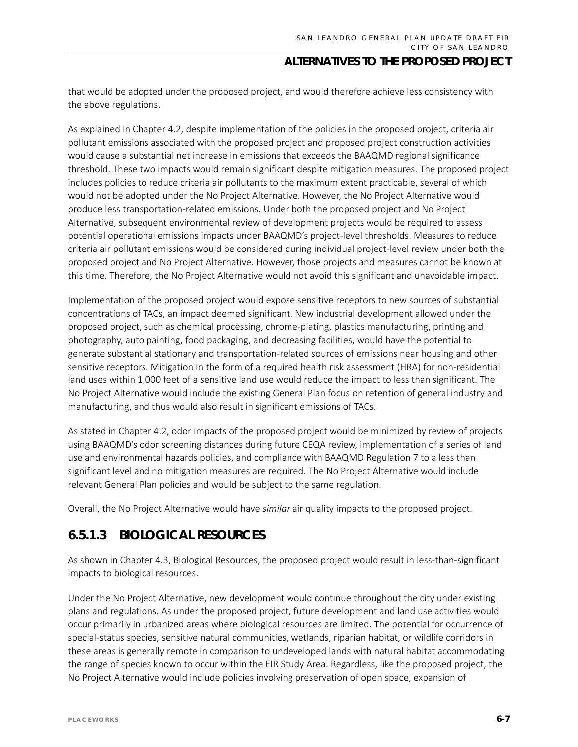that would be adopted under the proposed project, and would therefore achieve less consistency with the above regulations.

As explained in Chapter 4.2, despite implementation of the policies in the proposed project, criteria air pollutant emissions associated with the proposed project and proposed project construction activities would cause a substantial net increase in emissions that exceeds the BAAQMD regional significance threshold. These two impacts would remain significant despite mitigation measures. The proposed project includes policies to reduce criteria air pollutants to the maximum extent practicable, several of which would not be adopted under the No Project Alternative. However, the No Project Alternative would produce less transportation-related emissions. Under both the proposed project and No Project Alternative, subsequent environmental review of development projects would be required to assess potential operational emissions impacts under BAAQMD's project-level thresholds. Measures to reduce criteria air pollutant emissions would be considered during individual project-level review under both the proposed project and No Project Alternative. However, those projects and measures cannot be known at this time. Therefore, the No Project Alternative would not avoid this significant and unavoidable impact.

Implementation of the proposed project would expose sensitive receptors to new sources of substantial concentrations of TACs, an impact deemed significant. New industrial development allowed under the proposed project, such as chemical processing, chrome-plating, plastics manufacturing, printing and photography, auto painting, food packaging, and decreasing facilities, would have the potential to generate substantial stationary and transportation-related sources of emissions near housing and other sensitive receptors. Mitigation in the form of a required health risk assessment (HRA) for non-residential land uses within 1,000 feet of a sensitive land use would reduce the impact to less than significant. The No Project Alternative would include the existing General Plan focus on retention of general industry and manufacturing, and thus would also result in significant emissions of TACs.

As stated in Chapter 4.2, odor impacts of the proposed project would be minimized by review of projects using BAAQMD's odor screening distances during future CEQA review, implementation of a series of land use and environmental hazards policies, and compliance with BAAQMD Regulation 7 to a less than significant level and no mitigation measures are required. The No Project Alternative would include relevant General Plan policies and would be subject to the same regulation.

Overall, the No Project Alternative would have *similar* air quality impacts to the proposed project.

### 6.5.1.3 BIOLOGICAL RESOURCES

As shown in Chapter 4.3, Biological Resources, the proposed project would result in less-than-significant impacts to biological resources.

Under the No Project Alternative, new development would continue throughout the city under existing plans and regulations. As under the proposed project, future development and land use activities would occur primarily in urbanized areas where biological resources are limited. The potential for occurrence of special-status species, sensitive natural communities, wetlands, riparian habitat, or wildlife corridors in these areas is generally remote in comparison to undeveloped lands with natural habitat accommodating the range of species known to occur within the EIR Study Area. Regardless, like the proposed project, the No Project Alternative would include policies involving preservation of open space, expansion of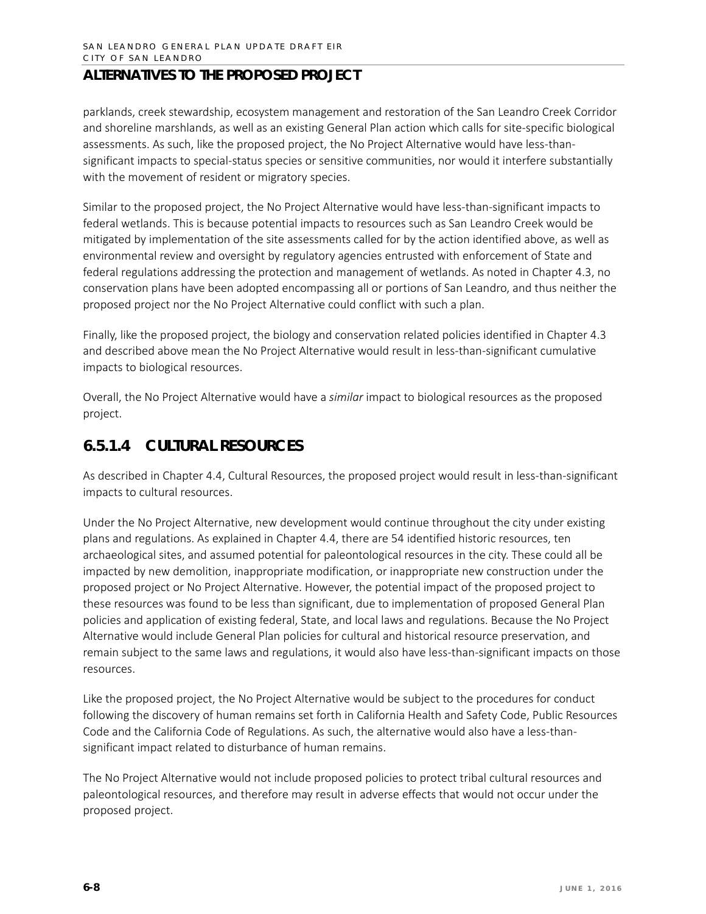parklands, creek stewardship, ecosystem management and restoration of the San Leandro Creek Corridor and shoreline marshlands, as well as an existing General Plan action which calls for site-specific biological assessments. As such, like the proposed project, the No Project Alternative would have less-than-significant impacts to special-status species or sensitive communities, nor would it interfere substantially with the movement of resident or migratory species.

Similar to the proposed project, the No Project Alternative would have less-than-significant impacts to federal wetlands. This is because potential impacts to resources such as San Leandro Creek would be mitigated by implementation of the site assessments called for by the action identified above, as well as environmental review and oversight by regulatory agencies entrusted with enforcement of State and federal regulations addressing the protection and management of wetlands. As noted in Chapter 4.3, no conservation plans have been adopted encompassing all or portions of San Leandro, and thus neither the proposed project nor the No Project Alternative could conflict with such a plan.

Finally, like the proposed project, the biology and conservation related policies identified in Chapter 4.3 and described above mean the No Project Alternative would result in less-than-significant cumulative impacts to biological resources.

Overall, the No Project Alternative would have a *similar* impact to biological resources as the proposed project.

### 6.5.1.4 CULTURAL RESOURCES

As described in Chapter 4.4, Cultural Resources, the proposed project would result in less-than-significant impacts to cultural resources.

Under the No Project Alternative, new development would continue throughout the city under existing plans and regulations. As explained in Chapter 4.4, there are 54 identified historic resources, ten archaeological sites, and assumed potential for paleontological resources in the city. These could all be impacted by new demolition, inappropriate modification, or inappropriate new construction under the proposed project or No Project Alternative. However, the potential impact of the proposed project to these resources was found to be less than significant, due to implementation of proposed General Plan policies and application of existing federal, State, and local laws and regulations. Because the No Project Alternative would include General Plan policies for cultural and historical resource preservation, and remain subject to the same laws and regulations, it would also have less-than-significant impacts on those resources.

Like the proposed project, the No Project Alternative would be subject to the procedures for conduct following the discovery of human remains set forth in California Health and Safety Code, Public Resources Code and the California Code of Regulations. As such, the alternative would also have a less-than-significant impact related to disturbance of human remains.

The No Project Alternative would not include proposed policies to protect tribal cultural resources and paleontological resources, and therefore may result in adverse effects that would not occur under the proposed project.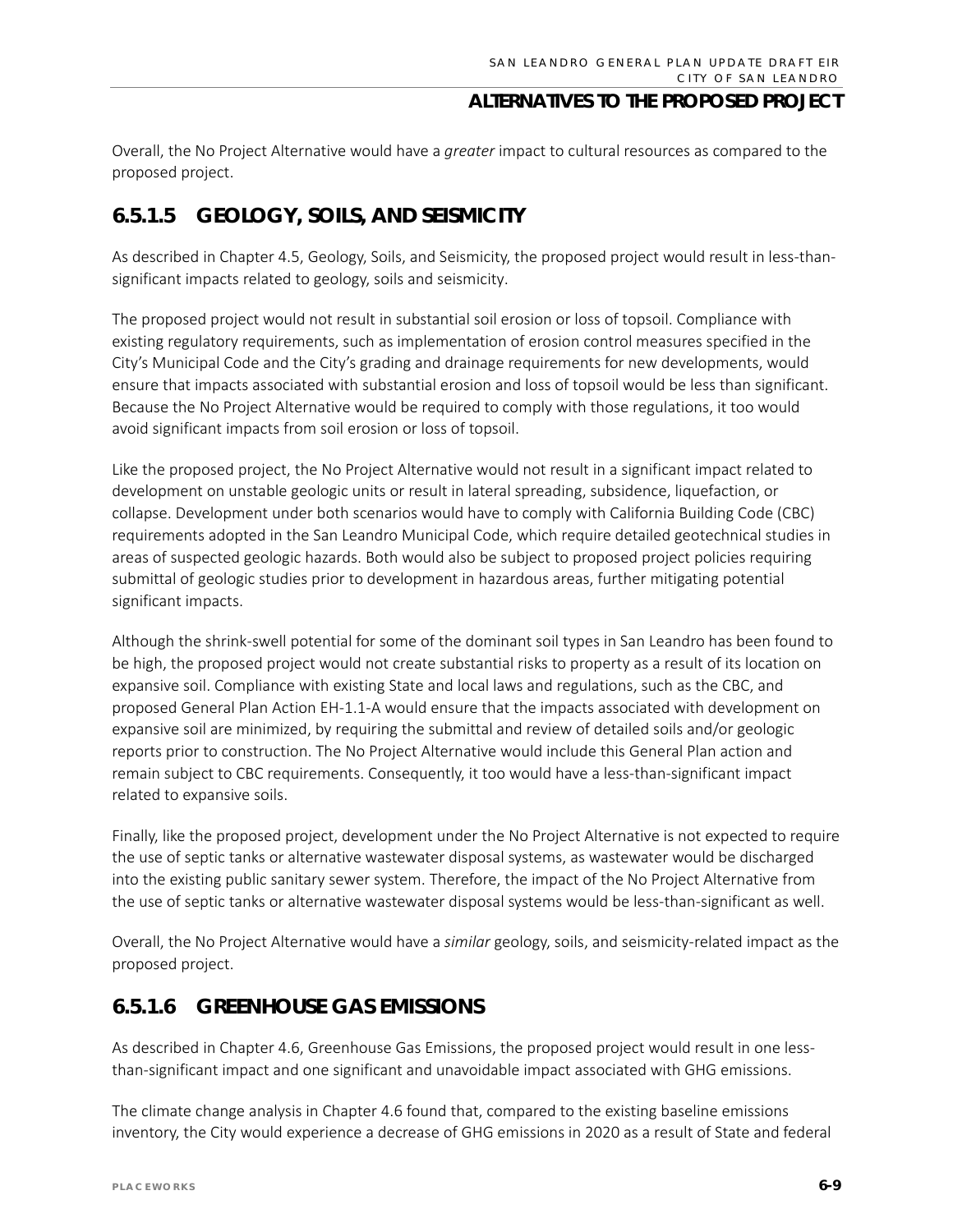Overall, the No Project Alternative would have a *greater* impact to cultural resources as compared to the proposed project.

## 6.5.1.5 GEOLOGY, SOILS, AND SEISMICITY

As described in Chapter 4.5, Geology, Soils, and Seismicity, the proposed project would result in less-than-significant impacts related to geology, soils and seismicity.

The proposed project would not result in substantial soil erosion or loss of topsoil. Compliance with existing regulatory requirements, such as implementation of erosion control measures specified in the City's Municipal Code and the City's grading and drainage requirements for new developments, would ensure that impacts associated with substantial erosion and loss of topsoil would be less than significant. Because the No Project Alternative would be required to comply with those regulations, it too would avoid significant impacts from soil erosion or loss of topsoil.

Like the proposed project, the No Project Alternative would not result in a significant impact related to development on unstable geologic units or result in lateral spreading, subsidence, liquefaction, or collapse. Development under both scenarios would have to comply with California Building Code (CBC) requirements adopted in the San Leandro Municipal Code, which require detailed geotechnical studies in areas of suspected geologic hazards. Both would also be subject to proposed project policies requiring submittal of geologic studies prior to development in hazardous areas, further mitigating potential significant impacts.

Although the shrink-swell potential for some of the dominant soil types in San Leandro has been found to be high, the proposed project would not create substantial risks to property as a result of its location on expansive soil. Compliance with existing State and local laws and regulations, such as the CBC, and proposed General Plan Action EH-1.1-A would ensure that the impacts associated with development on expansive soil are minimized, by requiring the submittal and review of detailed soils and/or geologic reports prior to construction. The No Project Alternative would include this General Plan action and remain subject to CBC requirements. Consequently, it too would have a less-than-significant impact related to expansive soils.

Finally, like the proposed project, development under the No Project Alternative is not expected to require the use of septic tanks or alternative wastewater disposal systems, as wastewater would be discharged into the existing public sanitary sewer system. Therefore, the impact of the No Project Alternative from the use of septic tanks or alternative wastewater disposal systems would be less-than-significant as well.

Overall, the No Project Alternative would have a *similar* geology, soils, and seismicity-related impact as the proposed project.

## 6.5.1.6 GREENHOUSE GAS EMISSIONS

As described in Chapter 4.6, Greenhouse Gas Emissions, the proposed project would result in one less-than-significant impact and one significant and unavoidable impact associated with GHG emissions.

The climate change analysis in Chapter 4.6 found that, compared to the existing baseline emissions inventory, the City would experience a decrease of GHG emissions in 2020 as a result of State and federal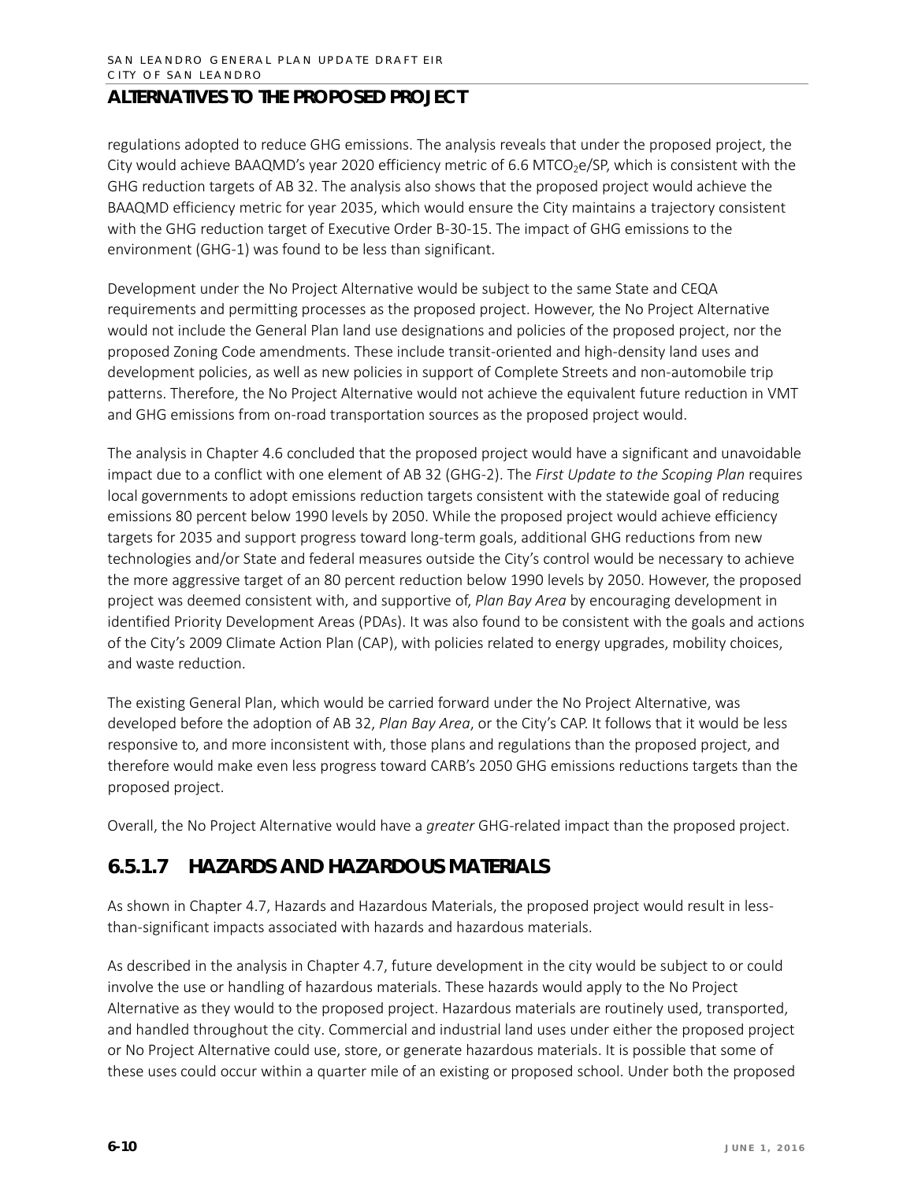regulations adopted to reduce GHG emissions. The analysis reveals that under the proposed project, the City would achieve BAAQMD's year 2020 efficiency metric of 6.6 $MTCO_2e$/SP, which is consistent with the GHG reduction targets of AB 32. The analysis also shows that the proposed project would achieve the BAAQMD efficiency metric for year 2035, which would ensure the City maintains a trajectory consistent with the GHG reduction target of Executive Order B-30-15. The impact of GHG emissions to the environment (GHG-1) was found to be less than significant.

Development under the No Project Alternative would be subject to the same State and CEQA requirements and permitting processes as the proposed project. However, the No Project Alternative would not include the General Plan land use designations and policies of the proposed project, nor the proposed Zoning Code amendments. These include transit-oriented and high-density land uses and development policies, as well as new policies in support of Complete Streets and non-automobile trip patterns. Therefore, the No Project Alternative would not achieve the equivalent future reduction in VMT and GHG emissions from on-road transportation sources as the proposed project would.

The analysis in Chapter 4.6 concluded that the proposed project would have a significant and unavoidable impact due to a conflict with one element of AB 32 (GHG-2). The *First Update to the Scoping Plan* requires local governments to adopt emissions reduction targets consistent with the statewide goal of reducing emissions 80 percent below 1990 levels by 2050. While the proposed project would achieve efficiency targets for 2035 and support progress toward long-term goals, additional GHG reductions from new technologies and/or State and federal measures outside the City's control would be necessary to achieve the more aggressive target of an 80 percent reduction below 1990 levels by 2050. However, the proposed project was deemed consistent with, and supportive of, *Plan Bay Area* by encouraging development in identified Priority Development Areas (PDAs). It was also found to be consistent with the goals and actions of the City's 2009 Climate Action Plan (CAP), with policies related to energy upgrades, mobility choices, and waste reduction.

The existing General Plan, which would be carried forward under the No Project Alternative, was developed before the adoption of AB 32, *Plan Bay Area*, or the City's CAP. It follows that it would be less responsive to, and more inconsistent with, those plans and regulations than the proposed project, and therefore would make even less progress toward CARB's 2050 GHG emissions reductions targets than the proposed project.

Overall, the No Project Alternative would have a *greater* GHG-related impact than the proposed project.

## 6.5.1.7 HAZARDS AND HAZARDOUS MATERIALS

As shown in Chapter 4.7, Hazards and Hazardous Materials, the proposed project would result in less-than-significant impacts associated with hazards and hazardous materials.

As described in the analysis in Chapter 4.7, future development in the city would be subject to or could involve the use or handling of hazardous materials. These hazards would apply to the No Project Alternative as they would to the proposed project. Hazardous materials are routinely used, transported, and handled throughout the city. Commercial and industrial land uses under either the proposed project or No Project Alternative could use, store, or generate hazardous materials. It is possible that some of these uses could occur within a quarter mile of an existing or proposed school. Under both the proposed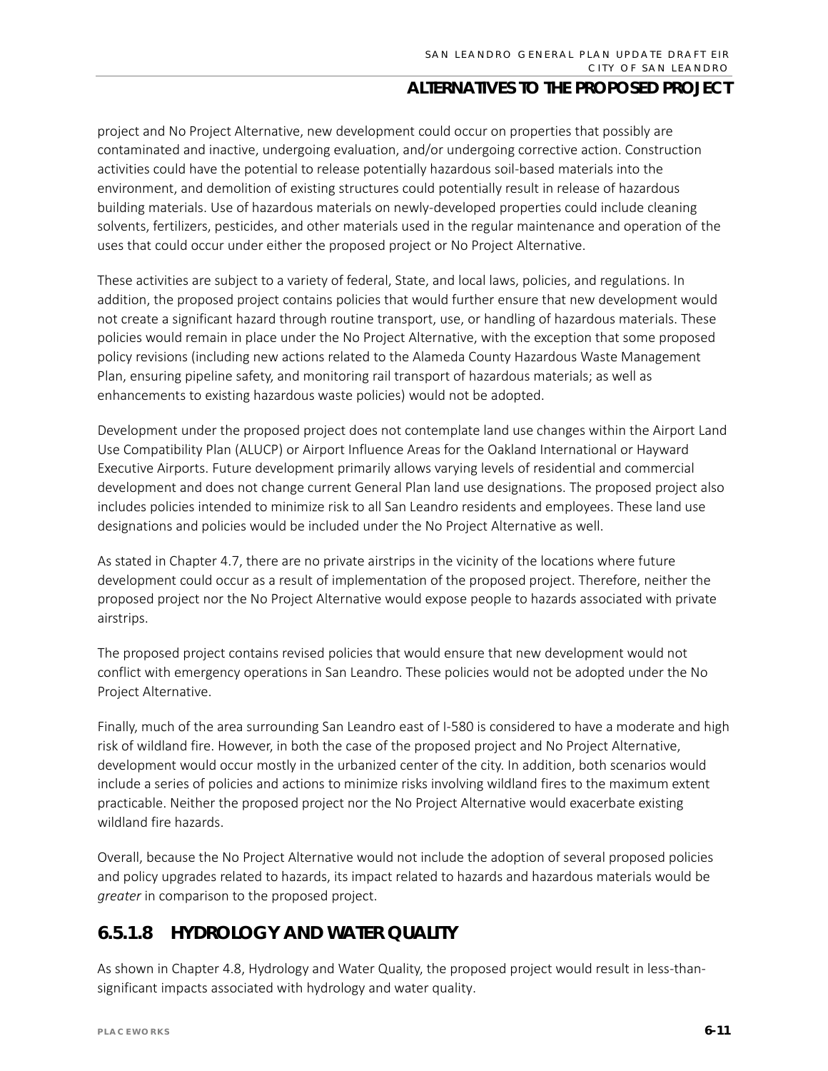project and No Project Alternative, new development could occur on properties that possibly are contaminated and inactive, undergoing evaluation, and/or undergoing corrective action. Construction activities could have the potential to release potentially hazardous soil-based materials into the environment, and demolition of existing structures could potentially result in release of hazardous building materials. Use of hazardous materials on newly-developed properties could include cleaning solvents, fertilizers, pesticides, and other materials used in the regular maintenance and operation of the uses that could occur under either the proposed project or No Project Alternative.

These activities are subject to a variety of federal, State, and local laws, policies, and regulations. In addition, the proposed project contains policies that would further ensure that new development would not create a significant hazard through routine transport, use, or handling of hazardous materials. These policies would remain in place under the No Project Alternative, with the exception that some proposed policy revisions (including new actions related to the Alameda County Hazardous Waste Management Plan, ensuring pipeline safety, and monitoring rail transport of hazardous materials; as well as enhancements to existing hazardous waste policies) would not be adopted.

Development under the proposed project does not contemplate land use changes within the Airport Land Use Compatibility Plan (ALUCP) or Airport Influence Areas for the Oakland International or Hayward Executive Airports. Future development primarily allows varying levels of residential and commercial development and does not change current General Plan land use designations. The proposed project also includes policies intended to minimize risk to all San Leandro residents and employees. These land use designations and policies would be included under the No Project Alternative as well.

As stated in Chapter 4.7, there are no private airstrips in the vicinity of the locations where future development could occur as a result of implementation of the proposed project. Therefore, neither the proposed project nor the No Project Alternative would expose people to hazards associated with private airstrips.

The proposed project contains revised policies that would ensure that new development would not conflict with emergency operations in San Leandro. These policies would not be adopted under the No Project Alternative.

Finally, much of the area surrounding San Leandro east of I-580 is considered to have a moderate and high risk of wildland fire. However, in both the case of the proposed project and No Project Alternative, development would occur mostly in the urbanized center of the city. In addition, both scenarios would include a series of policies and actions to minimize risks involving wildland fires to the maximum extent practicable. Neither the proposed project nor the No Project Alternative would exacerbate existing wildland fire hazards.

Overall, because the No Project Alternative would not include the adoption of several proposed policies and policy upgrades related to hazards, its impact related to hazards and hazardous materials would be *greater* in comparison to the proposed project.

### 6.5.1.8 HYDROLOGY AND WATER QUALITY

As shown in Chapter 4.8, Hydrology and Water Quality, the proposed project would result in less-than-significant impacts associated with hydrology and water quality.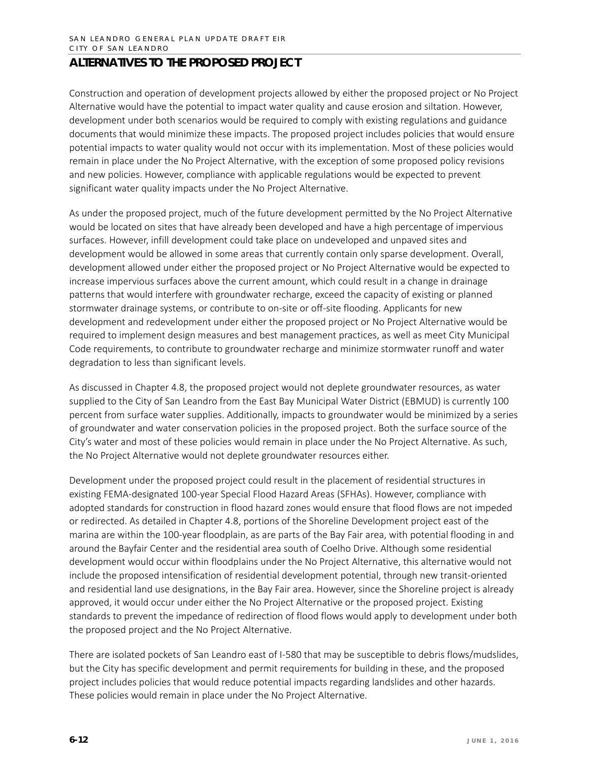## ALTERNATIVES TO THE PROPOSED PROJECT

Construction and operation of development projects allowed by either the proposed project or No Project Alternative would have the potential to impact water quality and cause erosion and siltation. However, development under both scenarios would be required to comply with existing regulations and guidance documents that would minimize these impacts. The proposed project includes policies that would ensure potential impacts to water quality would not occur with its implementation. Most of these policies would remain in place under the No Project Alternative, with the exception of some proposed policy revisions and new policies. However, compliance with applicable regulations would be expected to prevent significant water quality impacts under the No Project Alternative.

As under the proposed project, much of the future development permitted by the No Project Alternative would be located on sites that have already been developed and have a high percentage of impervious surfaces. However, infill development could take place on undeveloped and unpaved sites and development would be allowed in some areas that currently contain only sparse development. Overall, development allowed under either the proposed project or No Project Alternative would be expected to increase impervious surfaces above the current amount, which could result in a change in drainage patterns that would interfere with groundwater recharge, exceed the capacity of existing or planned stormwater drainage systems, or contribute to on-site or off-site flooding. Applicants for new development and redevelopment under either the proposed project or No Project Alternative would be required to implement design measures and best management practices, as well as meet City Municipal Code requirements, to contribute to groundwater recharge and minimize stormwater runoff and water degradation to less than significant levels.

As discussed in Chapter 4.8, the proposed project would not deplete groundwater resources, as water supplied to the City of San Leandro from the East Bay Municipal Water District (EBMUD) is currently 100 percent from surface water supplies. Additionally, impacts to groundwater would be minimized by a series of groundwater and water conservation policies in the proposed project. Both the surface source of the City's water and most of these policies would remain in place under the No Project Alternative. As such, the No Project Alternative would not deplete groundwater resources either.

Development under the proposed project could result in the placement of residential structures in existing FEMA-designated 100-year Special Flood Hazard Areas (SFHAs). However, compliance with adopted standards for construction in flood hazard zones would ensure that flood flows are not impeded or redirected. As detailed in Chapter 4.8, portions of the Shoreline Development project east of the marina are within the 100-year floodplain, as are parts of the Bay Fair area, with potential flooding in and around the Bayfair Center and the residential area south of Coelho Drive. Although some residential development would occur within floodplains under the No Project Alternative, this alternative would not include the proposed intensification of residential development potential, through new transit-oriented and residential land use designations, in the Bay Fair area. However, since the Shoreline project is already approved, it would occur under either the No Project Alternative or the proposed project. Existing standards to prevent the impedance of redirection of flood flows would apply to development under both the proposed project and the No Project Alternative.

There are isolated pockets of San Leandro east of I-580 that may be susceptible to debris flows/mudslides, but the City has specific development and permit requirements for building in these, and the proposed project includes policies that would reduce potential impacts regarding landslides and other hazards. These policies would remain in place under the No Project Alternative.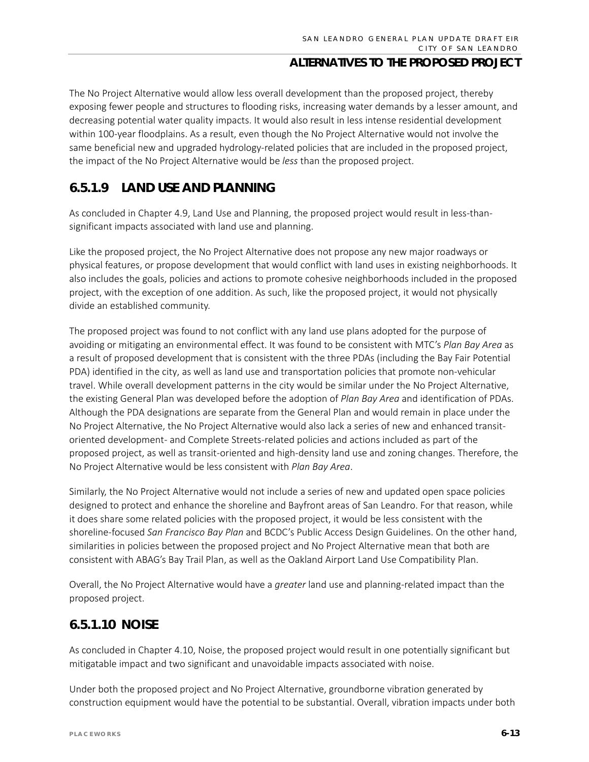The No Project Alternative would allow less overall development than the proposed project, thereby exposing fewer people and structures to flooding risks, increasing water demands by a lesser amount, and decreasing potential water quality impacts. It would also result in less intense residential development within 100-year floodplains. As a result, even though the No Project Alternative would not involve the same beneficial new and upgraded hydrology-related policies that are included in the proposed project, the impact of the No Project Alternative would be *less* than the proposed project.

### 6.5.1.9 LAND USE AND PLANNING

As concluded in Chapter 4.9, Land Use and Planning, the proposed project would result in less-than-significant impacts associated with land use and planning.

Like the proposed project, the No Project Alternative does not propose any new major roadways or physical features, or propose development that would conflict with land uses in existing neighborhoods. It also includes the goals, policies and actions to promote cohesive neighborhoods included in the proposed project, with the exception of one addition. As such, like the proposed project, it would not physically divide an established community.

The proposed project was found to not conflict with any land use plans adopted for the purpose of avoiding or mitigating an environmental effect. It was found to be consistent with MTC's *Plan Bay Area* as a result of proposed development that is consistent with the three PDAs (including the Bay Fair Potential PDA) identified in the city, as well as land use and transportation policies that promote non-vehicular travel. While overall development patterns in the city would be similar under the No Project Alternative, the existing General Plan was developed before the adoption of *Plan Bay Area* and identification of PDAs. Although the PDA designations are separate from the General Plan and would remain in place under the No Project Alternative, the No Project Alternative would also lack a series of new and enhanced transit-oriented development- and Complete Streets-related policies and actions included as part of the proposed project, as well as transit-oriented and high-density land use and zoning changes. Therefore, the No Project Alternative would be less consistent with *Plan Bay Area*.

Similarly, the No Project Alternative would not include a series of new and updated open space policies designed to protect and enhance the shoreline and Bayfront areas of San Leandro. For that reason, while it does share some related policies with the proposed project, it would be less consistent with the shoreline-focused *San Francisco Bay Plan* and BCDC's Public Access Design Guidelines. On the other hand, similarities in policies between the proposed project and No Project Alternative mean that both are consistent with ABAG's Bay Trail Plan, as well as the Oakland Airport Land Use Compatibility Plan.

Overall, the No Project Alternative would have a *greater* land use and planning-related impact than the proposed project.

### 6.5.1.10 NOISE

As concluded in Chapter 4.10, Noise, the proposed project would result in one potentially significant but mitigatable impact and two significant and unavoidable impacts associated with noise.

Under both the proposed project and No Project Alternative, groundborne vibration generated by construction equipment would have the potential to be substantial. Overall, vibration impacts under both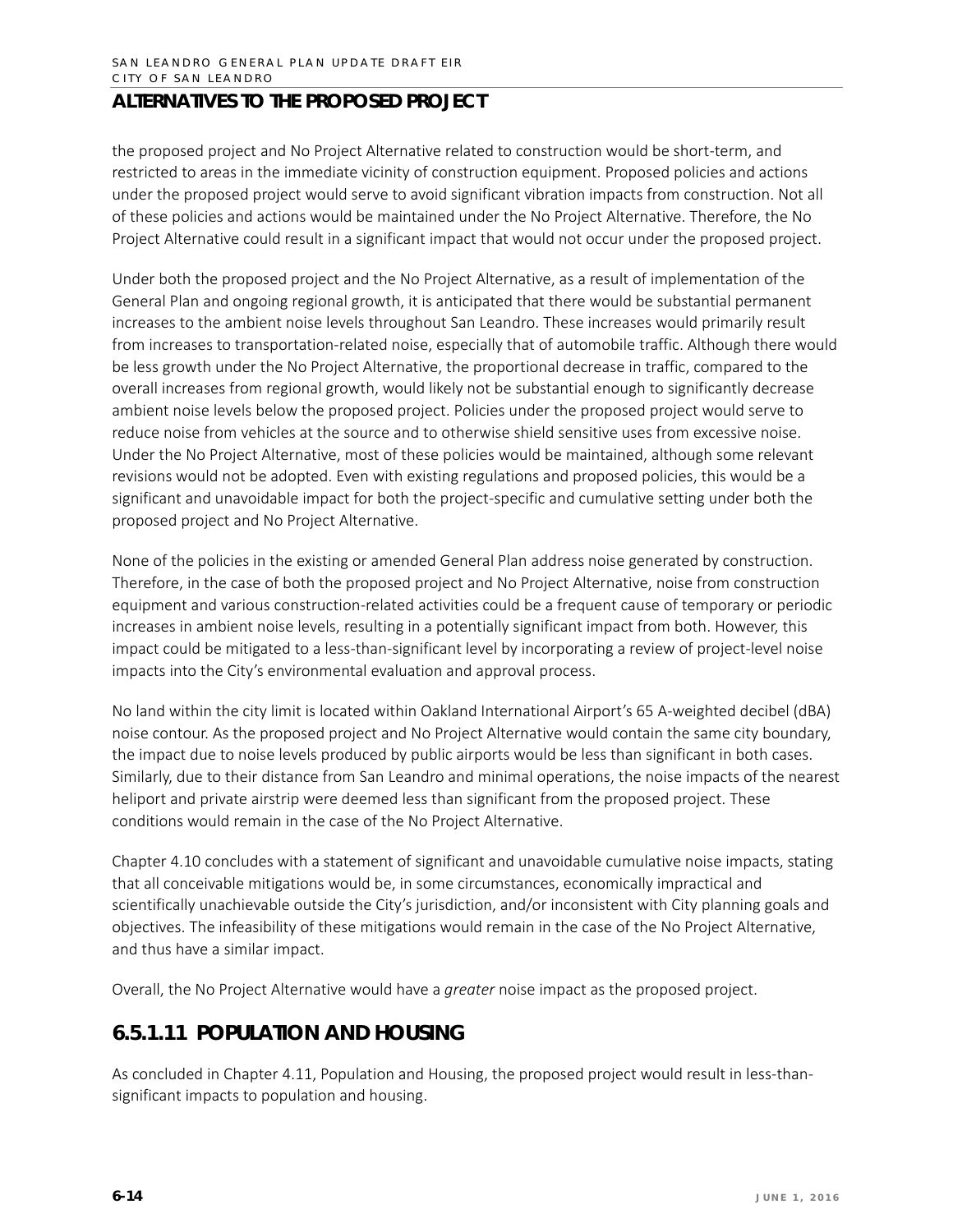the proposed project and No Project Alternative related to construction would be short-term, and restricted to areas in the immediate vicinity of construction equipment. Proposed policies and actions under the proposed project would serve to avoid significant vibration impacts from construction. Not all of these policies and actions would be maintained under the No Project Alternative. Therefore, the No Project Alternative could result in a significant impact that would not occur under the proposed project.

Under both the proposed project and the No Project Alternative, as a result of implementation of the General Plan and ongoing regional growth, it is anticipated that there would be substantial permanent increases to the ambient noise levels throughout San Leandro. These increases would primarily result from increases to transportation-related noise, especially that of automobile traffic. Although there would be less growth under the No Project Alternative, the proportional decrease in traffic, compared to the overall increases from regional growth, would likely not be substantial enough to significantly decrease ambient noise levels below the proposed project. Policies under the proposed project would serve to reduce noise from vehicles at the source and to otherwise shield sensitive uses from excessive noise. Under the No Project Alternative, most of these policies would be maintained, although some relevant revisions would not be adopted. Even with existing regulations and proposed policies, this would be a significant and unavoidable impact for both the project-specific and cumulative setting under both the proposed project and No Project Alternative.

None of the policies in the existing or amended General Plan address noise generated by construction. Therefore, in the case of both the proposed project and No Project Alternative, noise from construction equipment and various construction-related activities could be a frequent cause of temporary or periodic increases in ambient noise levels, resulting in a potentially significant impact from both. However, this impact could be mitigated to a less-than-significant level by incorporating a review of project-level noise impacts into the City's environmental evaluation and approval process.

No land within the city limit is located within Oakland International Airport's 65 A-weighted decibel (dBA) noise contour. As the proposed project and No Project Alternative would contain the same city boundary, the impact due to noise levels produced by public airports would be less than significant in both cases. Similarly, due to their distance from San Leandro and minimal operations, the noise impacts of the nearest heliport and private airstrip were deemed less than significant from the proposed project. These conditions would remain in the case of the No Project Alternative.

Chapter 4.10 concludes with a statement of significant and unavoidable cumulative noise impacts, stating that all conceivable mitigations would be, in some circumstances, economically impractical and scientifically unachievable outside the City's jurisdiction, and/or inconsistent with City planning goals and objectives. The infeasibility of these mitigations would remain in the case of the No Project Alternative, and thus have a similar impact.

Overall, the No Project Alternative would have a *greater* noise impact as the proposed project.

## 6.5.1.11 POPULATION AND HOUSING

As concluded in Chapter 4.11, Population and Housing, the proposed project would result in less-than-significant impacts to population and housing.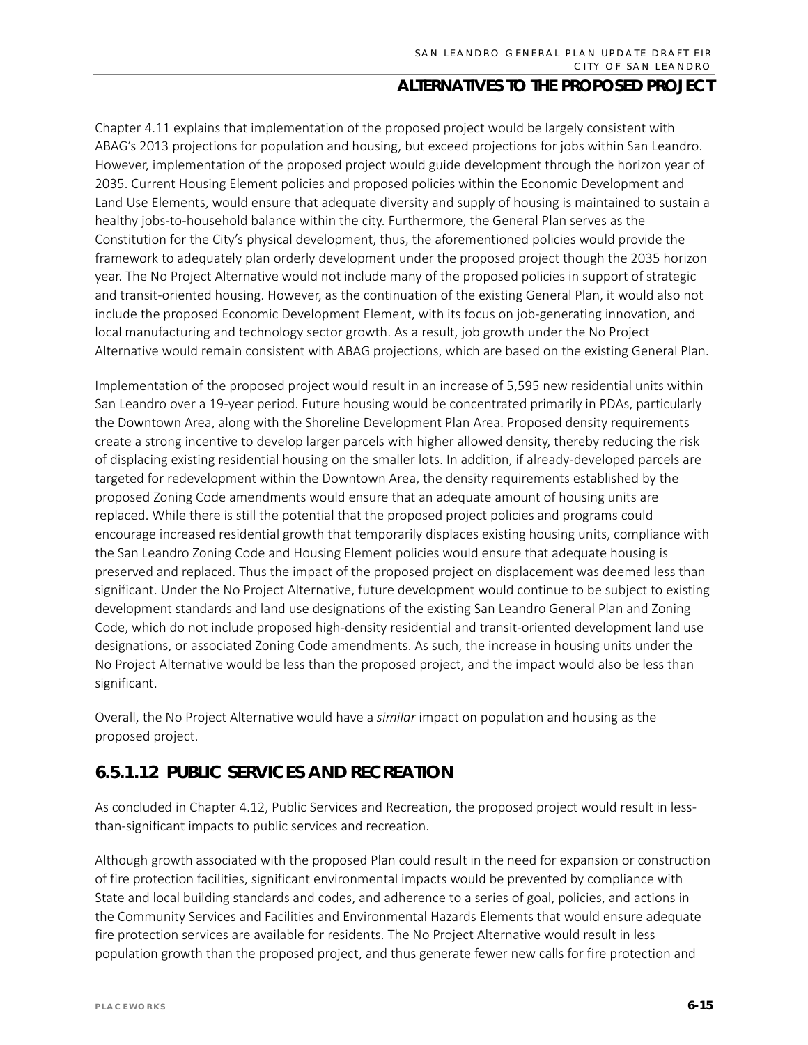Chapter 4.11 explains that implementation of the proposed project would be largely consistent with ABAG's 2013 projections for population and housing, but exceed projections for jobs within San Leandro. However, implementation of the proposed project would guide development through the horizon year of 2035. Current Housing Element policies and proposed policies within the Economic Development and Land Use Elements, would ensure that adequate diversity and supply of housing is maintained to sustain a healthy jobs-to-household balance within the city. Furthermore, the General Plan serves as the Constitution for the City's physical development, thus, the aforementioned policies would provide the framework to adequately plan orderly development under the proposed project though the 2035 horizon year. The No Project Alternative would not include many of the proposed policies in support of strategic and transit-oriented housing. However, as the continuation of the existing General Plan, it would also not include the proposed Economic Development Element, with its focus on job-generating innovation, and local manufacturing and technology sector growth. As a result, job growth under the No Project Alternative would remain consistent with ABAG projections, which are based on the existing General Plan.

Implementation of the proposed project would result in an increase of 5,595 new residential units within San Leandro over a 19-year period. Future housing would be concentrated primarily in PDAs, particularly the Downtown Area, along with the Shoreline Development Plan Area. Proposed density requirements create a strong incentive to develop larger parcels with higher allowed density, thereby reducing the risk of displacing existing residential housing on the smaller lots. In addition, if already-developed parcels are targeted for redevelopment within the Downtown Area, the density requirements established by the proposed Zoning Code amendments would ensure that an adequate amount of housing units are replaced. While there is still the potential that the proposed project policies and programs could encourage increased residential growth that temporarily displaces existing housing units, compliance with the San Leandro Zoning Code and Housing Element policies would ensure that adequate housing is preserved and replaced. Thus the impact of the proposed project on displacement was deemed less than significant. Under the No Project Alternative, future development would continue to be subject to existing development standards and land use designations of the existing San Leandro General Plan and Zoning Code, which do not include proposed high-density residential and transit-oriented development land use designations, or associated Zoning Code amendments. As such, the increase in housing units under the No Project Alternative would be less than the proposed project, and the impact would also be less than significant.

Overall, the No Project Alternative would have a *similar* impact on population and housing as the proposed project.

### 6.5.1.12 PUBLIC SERVICES AND RECREATION

As concluded in Chapter 4.12, Public Services and Recreation, the proposed project would result in less-than-significant impacts to public services and recreation.

Although growth associated with the proposed Plan could result in the need for expansion or construction of fire protection facilities, significant environmental impacts would be prevented by compliance with State and local building standards and codes, and adherence to a series of goal, policies, and actions in the Community Services and Facilities and Environmental Hazards Elements that would ensure adequate fire protection services are available for residents. The No Project Alternative would result in less population growth than the proposed project, and thus generate fewer new calls for fire protection and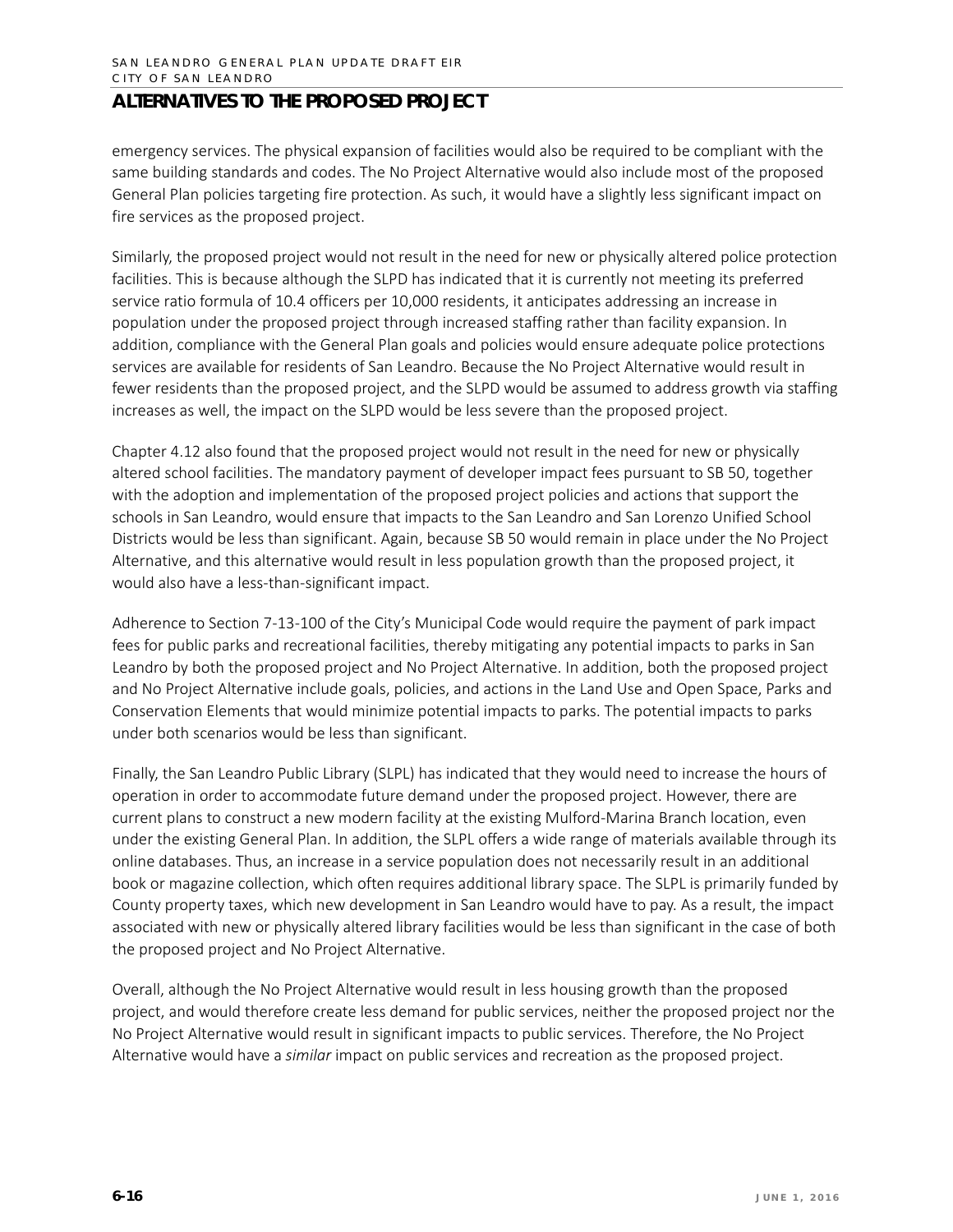emergency services. The physical expansion of facilities would also be required to be compliant with the same building standards and codes. The No Project Alternative would also include most of the proposed General Plan policies targeting fire protection. As such, it would have a slightly less significant impact on fire services as the proposed project.

Similarly, the proposed project would not result in the need for new or physically altered police protection facilities. This is because although the SLPD has indicated that it is currently not meeting its preferred service ratio formula of 10.4 officers per 10,000 residents, it anticipates addressing an increase in population under the proposed project through increased staffing rather than facility expansion. In addition, compliance with the General Plan goals and policies would ensure adequate police protections services are available for residents of San Leandro. Because the No Project Alternative would result in fewer residents than the proposed project, and the SLPD would be assumed to address growth via staffing increases as well, the impact on the SLPD would be less severe than the proposed project.

Chapter 4.12 also found that the proposed project would not result in the need for new or physically altered school facilities. The mandatory payment of developer impact fees pursuant to SB 50, together with the adoption and implementation of the proposed project policies and actions that support the schools in San Leandro, would ensure that impacts to the San Leandro and San Lorenzo Unified School Districts would be less than significant. Again, because SB 50 would remain in place under the No Project Alternative, and this alternative would result in less population growth than the proposed project, it would also have a less-than-significant impact.

Adherence to Section 7-13-100 of the City's Municipal Code would require the payment of park impact fees for public parks and recreational facilities, thereby mitigating any potential impacts to parks in San Leandro by both the proposed project and No Project Alternative. In addition, both the proposed project and No Project Alternative include goals, policies, and actions in the Land Use and Open Space, Parks and Conservation Elements that would minimize potential impacts to parks. The potential impacts to parks under both scenarios would be less than significant.

Finally, the San Leandro Public Library (SLPL) has indicated that they would need to increase the hours of operation in order to accommodate future demand under the proposed project. However, there are current plans to construct a new modern facility at the existing Mulford-Marina Branch location, even under the existing General Plan. In addition, the SLPL offers a wide range of materials available through its online databases. Thus, an increase in a service population does not necessarily result in an additional book or magazine collection, which often requires additional library space. The SLPL is primarily funded by County property taxes, which new development in San Leandro would have to pay. As a result, the impact associated with new or physically altered library facilities would be less than significant in the case of both the proposed project and No Project Alternative.

Overall, although the No Project Alternative would result in less housing growth than the proposed project, and would therefore create less demand for public services, neither the proposed project nor the No Project Alternative would result in significant impacts to public services. Therefore, the No Project Alternative would have a *similar* impact on public services and recreation as the proposed project.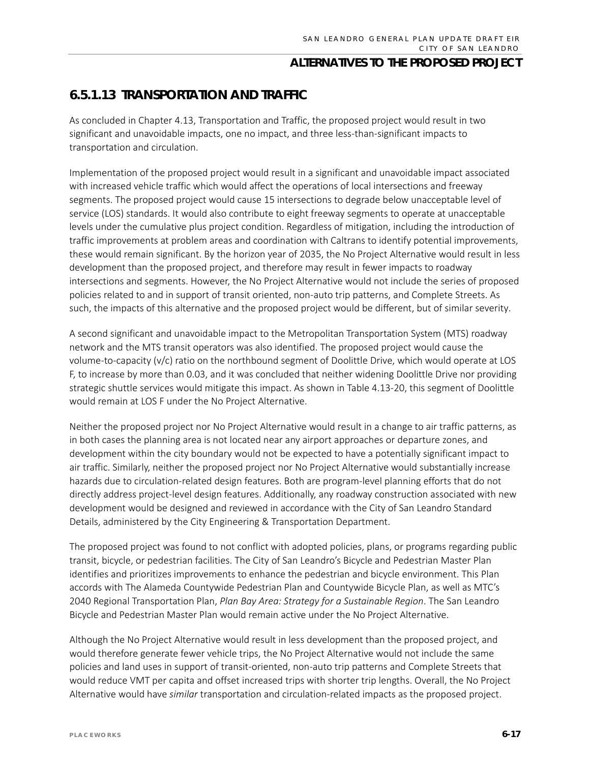## 6.5.1.13 TRANSPORTATION AND TRAFFIC

As concluded in Chapter 4.13, Transportation and Traffic, the proposed project would result in two significant and unavoidable impacts, one no impact, and three less-than-significant impacts to transportation and circulation.

Implementation of the proposed project would result in a significant and unavoidable impact associated with increased vehicle traffic which would affect the operations of local intersections and freeway segments. The proposed project would cause 15 intersections to degrade below unacceptable level of service (LOS) standards. It would also contribute to eight freeway segments to operate at unacceptable levels under the cumulative plus project condition. Regardless of mitigation, including the introduction of traffic improvements at problem areas and coordination with Caltrans to identify potential improvements, these would remain significant. By the horizon year of 2035, the No Project Alternative would result in less development than the proposed project, and therefore may result in fewer impacts to roadway intersections and segments. However, the No Project Alternative would not include the series of proposed policies related to and in support of transit oriented, non-auto trip patterns, and Complete Streets. As such, the impacts of this alternative and the proposed project would be different, but of similar severity.

A second significant and unavoidable impact to the Metropolitan Transportation System (MTS) roadway network and the MTS transit operators was also identified. The proposed project would cause the volume-to-capacity (v/c) ratio on the northbound segment of Doolittle Drive, which would operate at LOS F, to increase by more than 0.03, and it was concluded that neither widening Doolittle Drive nor providing strategic shuttle services would mitigate this impact. As shown in Table 4.13-20, this segment of Doolittle would remain at LOS F under the No Project Alternative.

Neither the proposed project nor No Project Alternative would result in a change to air traffic patterns, as in both cases the planning area is not located near any airport approaches or departure zones, and development within the city boundary would not be expected to have a potentially significant impact to air traffic. Similarly, neither the proposed project nor No Project Alternative would substantially increase hazards due to circulation-related design features. Both are program-level planning efforts that do not directly address project-level design features. Additionally, any roadway construction associated with new development would be designed and reviewed in accordance with the City of San Leandro Standard Details, administered by the City Engineering & Transportation Department.

The proposed project was found to not conflict with adopted policies, plans, or programs regarding public transit, bicycle, or pedestrian facilities. The City of San Leandro's Bicycle and Pedestrian Master Plan identifies and prioritizes improvements to enhance the pedestrian and bicycle environment. This Plan accords with The Alameda Countywide Pedestrian Plan and Countywide Bicycle Plan, as well as MTC's 2040 Regional Transportation Plan, *Plan Bay Area: Strategy for a Sustainable Region*. The San Leandro Bicycle and Pedestrian Master Plan would remain active under the No Project Alternative.

Although the No Project Alternative would result in less development than the proposed project, and would therefore generate fewer vehicle trips, the No Project Alternative would not include the same policies and land uses in support of transit-oriented, non-auto trip patterns and Complete Streets that would reduce VMT per capita and offset increased trips with shorter trip lengths. Overall, the No Project Alternative would have *similar* transportation and circulation-related impacts as the proposed project.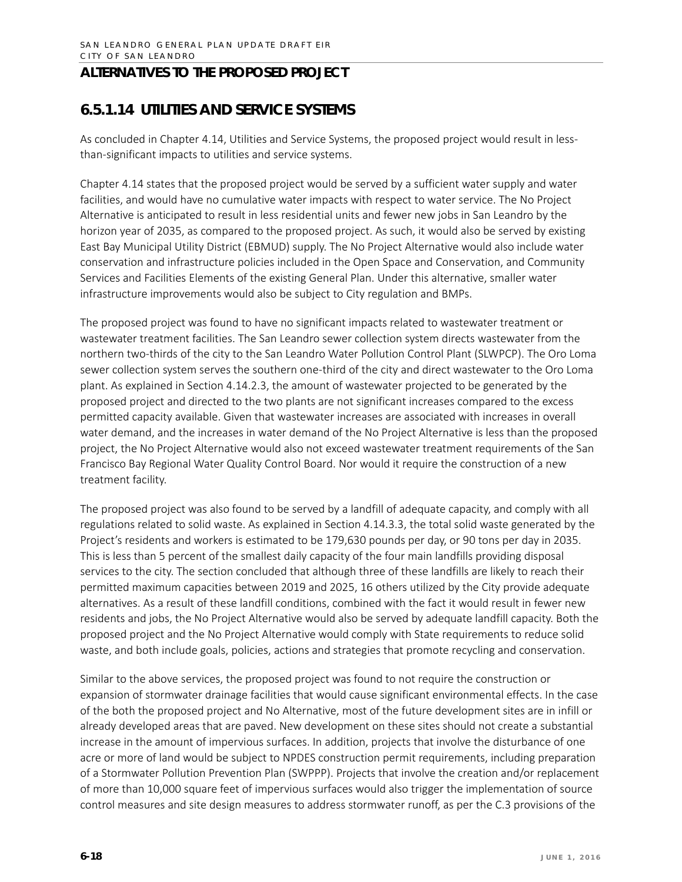## ALTERNATIVES TO THE PROPOSED PROJECT

### 6.5.1.14 UTILITIES AND SERVICE SYSTEMS

As concluded in Chapter 4.14, Utilities and Service Systems, the proposed project would result in less-than-significant impacts to utilities and service systems.

Chapter 4.14 states that the proposed project would be served by a sufficient water supply and water facilities, and would have no cumulative water impacts with respect to water service. The No Project Alternative is anticipated to result in less residential units and fewer new jobs in San Leandro by the horizon year of 2035, as compared to the proposed project. As such, it would also be served by existing East Bay Municipal Utility District (EBMUD) supply. The No Project Alternative would also include water conservation and infrastructure policies included in the Open Space and Conservation, and Community Services and Facilities Elements of the existing General Plan. Under this alternative, smaller water infrastructure improvements would also be subject to City regulation and BMPs.

The proposed project was found to have no significant impacts related to wastewater treatment or wastewater treatment facilities. The San Leandro sewer collection system directs wastewater from the northern two-thirds of the city to the San Leandro Water Pollution Control Plant (SLWPCP). The Oro Loma sewer collection system serves the southern one-third of the city and direct wastewater to the Oro Loma plant. As explained in Section 4.14.2.3, the amount of wastewater projected to be generated by the proposed project and directed to the two plants are not significant increases compared to the excess permitted capacity available. Given that wastewater increases are associated with increases in overall water demand, and the increases in water demand of the No Project Alternative is less than the proposed project, the No Project Alternative would also not exceed wastewater treatment requirements of the San Francisco Bay Regional Water Quality Control Board. Nor would it require the construction of a new treatment facility.

The proposed project was also found to be served by a landfill of adequate capacity, and comply with all regulations related to solid waste. As explained in Section 4.14.3.3, the total solid waste generated by the Project's residents and workers is estimated to be 179,630 pounds per day, or 90 tons per day in 2035. This is less than 5 percent of the smallest daily capacity of the four main landfills providing disposal services to the city. The section concluded that although three of these landfills are likely to reach their permitted maximum capacities between 2019 and 2025, 16 others utilized by the City provide adequate alternatives. As a result of these landfill conditions, combined with the fact it would result in fewer new residents and jobs, the No Project Alternative would also be served by adequate landfill capacity. Both the proposed project and the No Project Alternative would comply with State requirements to reduce solid waste, and both include goals, policies, actions and strategies that promote recycling and conservation.

Similar to the above services, the proposed project was found to not require the construction or expansion of stormwater drainage facilities that would cause significant environmental effects. In the case of the both the proposed project and No Alternative, most of the future development sites are in infill or already developed areas that are paved. New development on these sites should not create a substantial increase in the amount of impervious surfaces. In addition, projects that involve the disturbance of one acre or more of land would be subject to NPDES construction permit requirements, including preparation of a Stormwater Pollution Prevention Plan (SWPPP). Projects that involve the creation and/or replacement of more than 10,000 square feet of impervious surfaces would also trigger the implementation of source control measures and site design measures to address stormwater runoff, as per the C.3 provisions of the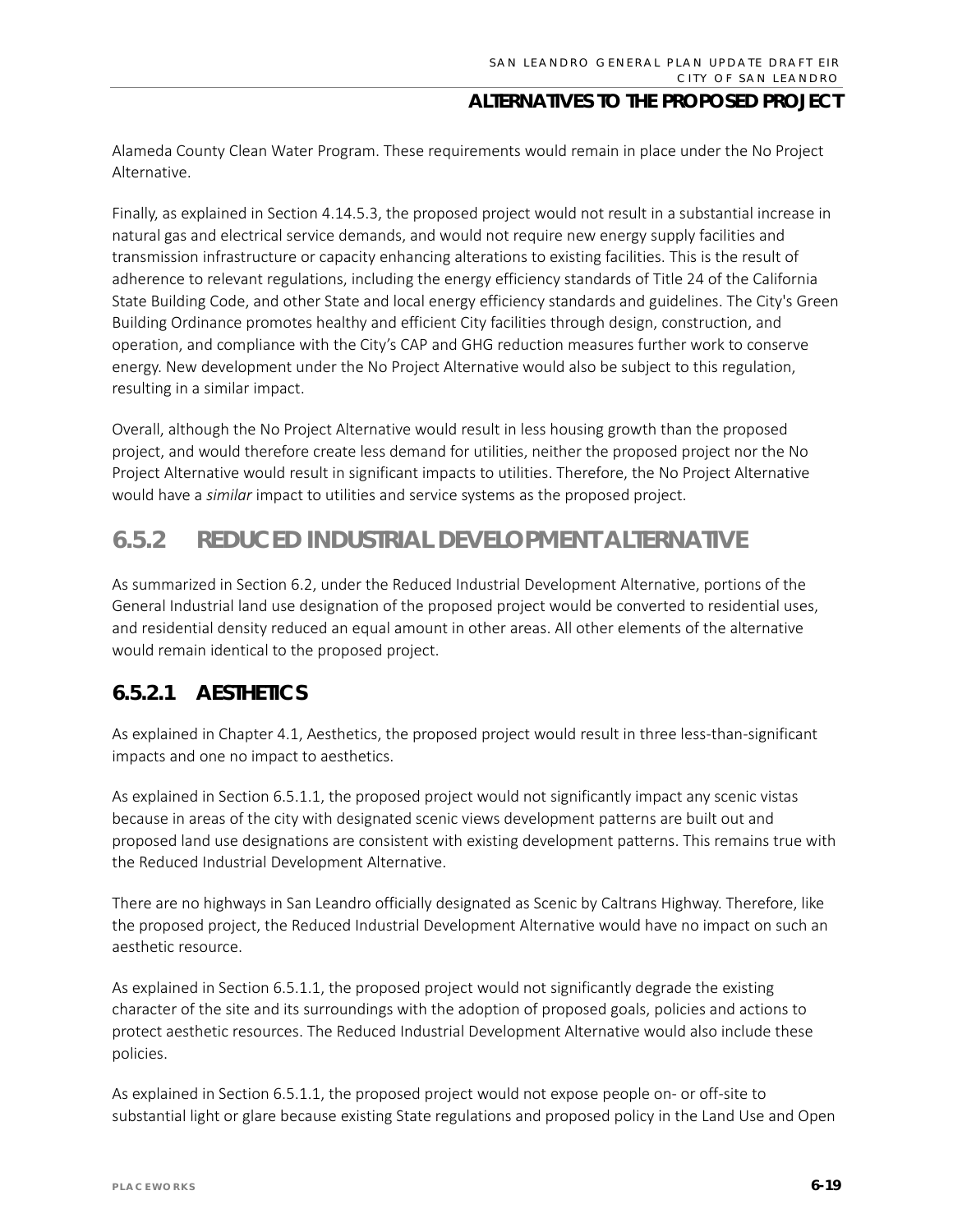Alameda County Clean Water Program. These requirements would remain in place under the No Project Alternative.

Finally, as explained in Section 4.14.5.3, the proposed project would not result in a substantial increase in natural gas and electrical service demands, and would not require new energy supply facilities and transmission infrastructure or capacity enhancing alterations to existing facilities. This is the result of adherence to relevant regulations, including the energy efficiency standards of Title 24 of the California State Building Code, and other State and local energy efficiency standards and guidelines. The City's Green Building Ordinance promotes healthy and efficient City facilities through design, construction, and operation, and compliance with the City's CAP and GHG reduction measures further work to conserve energy. New development under the No Project Alternative would also be subject to this regulation, resulting in a similar impact.

Overall, although the No Project Alternative would result in less housing growth than the proposed project, and would therefore create less demand for utilities, neither the proposed project nor the No Project Alternative would result in significant impacts to utilities. Therefore, the No Project Alternative would have a *similar* impact to utilities and service systems as the proposed project.

## 6.5.2 REDUCED INDUSTRIAL DEVELOPMENT ALTERNATIVE

As summarized in Section 6.2, under the Reduced Industrial Development Alternative, portions of the General Industrial land use designation of the proposed project would be converted to residential uses, and residential density reduced an equal amount in other areas. All other elements of the alternative would remain identical to the proposed project.

### 6.5.2.1 AESTHETICS

As explained in Chapter 4.1, Aesthetics, the proposed project would result in three less-than-significant impacts and one no impact to aesthetics.

As explained in Section 6.5.1.1, the proposed project would not significantly impact any scenic vistas because in areas of the city with designated scenic views development patterns are built out and proposed land use designations are consistent with existing development patterns. This remains true with the Reduced Industrial Development Alternative.

There are no highways in San Leandro officially designated as Scenic by Caltrans Highway. Therefore, like the proposed project, the Reduced Industrial Development Alternative would have no impact on such an aesthetic resource.

As explained in Section 6.5.1.1, the proposed project would not significantly degrade the existing character of the site and its surroundings with the adoption of proposed goals, policies and actions to protect aesthetic resources. The Reduced Industrial Development Alternative would also include these policies.

As explained in Section 6.5.1.1, the proposed project would not expose people on- or off-site to substantial light or glare because existing State regulations and proposed policy in the Land Use and Open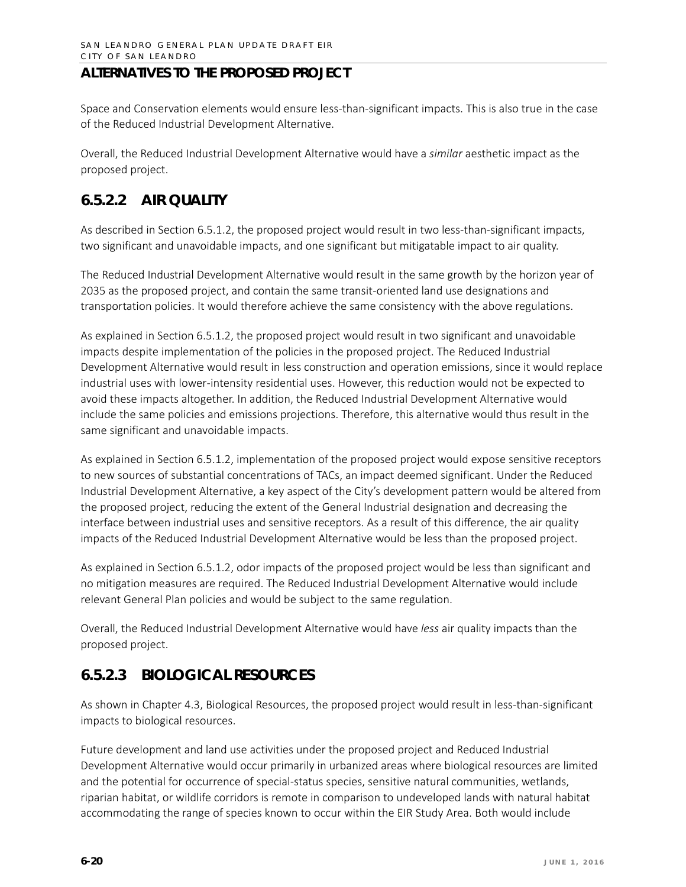Space and Conservation elements would ensure less-than-significant impacts. This is also true in the case of the Reduced Industrial Development Alternative.

Overall, the Reduced Industrial Development Alternative would have a *similar* aesthetic impact as the proposed project.

## 6.5.2.2 AIR QUALITY

As described in Section 6.5.1.2, the proposed project would result in two less-than-significant impacts, two significant and unavoidable impacts, and one significant but mitigatable impact to air quality.

The Reduced Industrial Development Alternative would result in the same growth by the horizon year of 2035 as the proposed project, and contain the same transit-oriented land use designations and transportation policies. It would therefore achieve the same consistency with the above regulations.

As explained in Section 6.5.1.2, the proposed project would result in two significant and unavoidable impacts despite implementation of the policies in the proposed project. The Reduced Industrial Development Alternative would result in less construction and operation emissions, since it would replace industrial uses with lower-intensity residential uses. However, this reduction would not be expected to avoid these impacts altogether. In addition, the Reduced Industrial Development Alternative would include the same policies and emissions projections. Therefore, this alternative would thus result in the same significant and unavoidable impacts.

As explained in Section 6.5.1.2, implementation of the proposed project would expose sensitive receptors to new sources of substantial concentrations of TACs, an impact deemed significant. Under the Reduced Industrial Development Alternative, a key aspect of the City's development pattern would be altered from the proposed project, reducing the extent of the General Industrial designation and decreasing the interface between industrial uses and sensitive receptors. As a result of this difference, the air quality impacts of the Reduced Industrial Development Alternative would be less than the proposed project.

As explained in Section 6.5.1.2, odor impacts of the proposed project would be less than significant and no mitigation measures are required. The Reduced Industrial Development Alternative would include relevant General Plan policies and would be subject to the same regulation.

Overall, the Reduced Industrial Development Alternative would have *less* air quality impacts than the proposed project.

## 6.5.2.3 BIOLOGICAL RESOURCES

As shown in Chapter 4.3, Biological Resources, the proposed project would result in less-than-significant impacts to biological resources.

Future development and land use activities under the proposed project and Reduced Industrial Development Alternative would occur primarily in urbanized areas where biological resources are limited and the potential for occurrence of special-status species, sensitive natural communities, wetlands, riparian habitat, or wildlife corridors is remote in comparison to undeveloped lands with natural habitat accommodating the range of species known to occur within the EIR Study Area. Both would include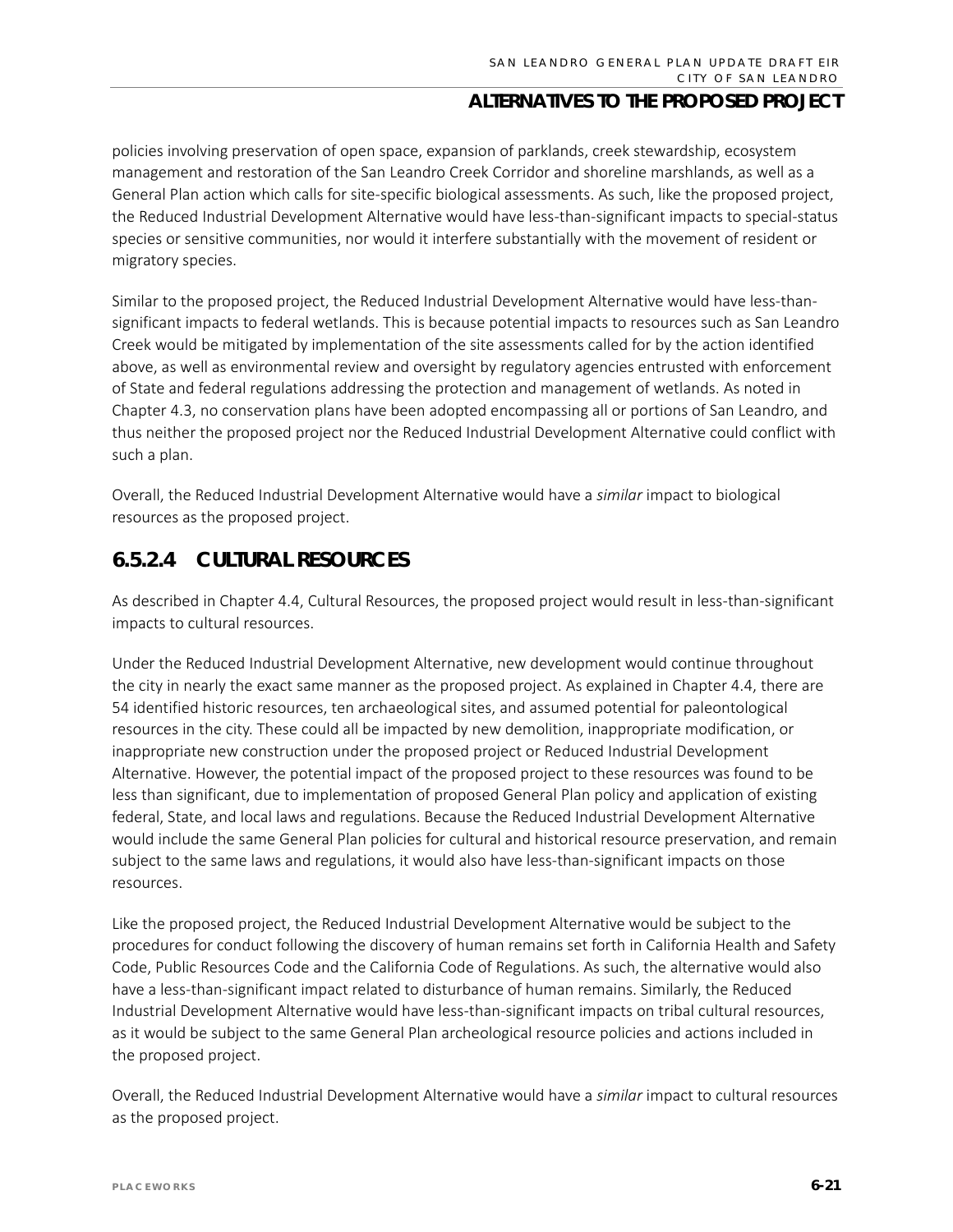policies involving preservation of open space, expansion of parklands, creek stewardship, ecosystem management and restoration of the San Leandro Creek Corridor and shoreline marshlands, as well as a General Plan action which calls for site-specific biological assessments. As such, like the proposed project, the Reduced Industrial Development Alternative would have less-than-significant impacts to special-status species or sensitive communities, nor would it interfere substantially with the movement of resident or migratory species.

Similar to the proposed project, the Reduced Industrial Development Alternative would have less-than-significant impacts to federal wetlands. This is because potential impacts to resources such as San Leandro Creek would be mitigated by implementation of the site assessments called for by the action identified above, as well as environmental review and oversight by regulatory agencies entrusted with enforcement of State and federal regulations addressing the protection and management of wetlands. As noted in Chapter 4.3, no conservation plans have been adopted encompassing all or portions of San Leandro, and thus neither the proposed project nor the Reduced Industrial Development Alternative could conflict with such a plan.

Overall, the Reduced Industrial Development Alternative would have a *similar* impact to biological resources as the proposed project.

### 6.5.2.4 CULTURAL RESOURCES

As described in Chapter 4.4, Cultural Resources, the proposed project would result in less-than-significant impacts to cultural resources.

Under the Reduced Industrial Development Alternative, new development would continue throughout the city in nearly the exact same manner as the proposed project. As explained in Chapter 4.4, there are 54 identified historic resources, ten archaeological sites, and assumed potential for paleontological resources in the city. These could all be impacted by new demolition, inappropriate modification, or inappropriate new construction under the proposed project or Reduced Industrial Development Alternative. However, the potential impact of the proposed project to these resources was found to be less than significant, due to implementation of proposed General Plan policy and application of existing federal, State, and local laws and regulations. Because the Reduced Industrial Development Alternative would include the same General Plan policies for cultural and historical resource preservation, and remain subject to the same laws and regulations, it would also have less-than-significant impacts on those resources.

Like the proposed project, the Reduced Industrial Development Alternative would be subject to the procedures for conduct following the discovery of human remains set forth in California Health and Safety Code, Public Resources Code and the California Code of Regulations. As such, the alternative would also have a less-than-significant impact related to disturbance of human remains. Similarly, the Reduced Industrial Development Alternative would have less-than-significant impacts on tribal cultural resources, as it would be subject to the same General Plan archeological resource policies and actions included in the proposed project.

Overall, the Reduced Industrial Development Alternative would have a *similar* impact to cultural resources as the proposed project.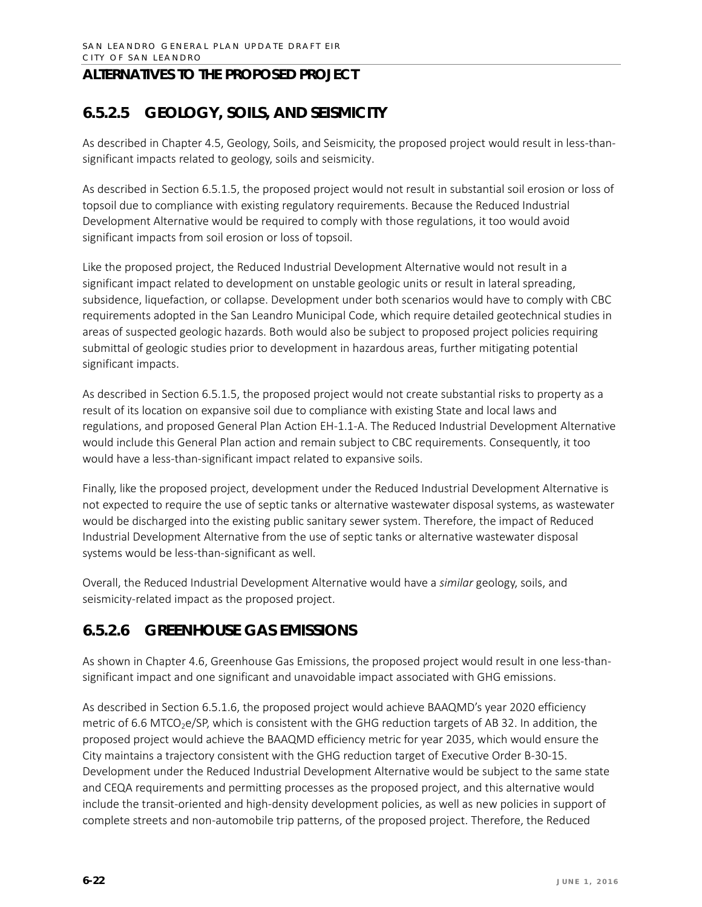## ALTERNATIVES TO THE PROPOSED PROJECT

### 6.5.2.5 GEOLOGY, SOILS, AND SEISMICITY

As described in Chapter 4.5, Geology, Soils, and Seismicity, the proposed project would result in less-than-significant impacts related to geology, soils and seismicity.

As described in Section 6.5.1.5, the proposed project would not result in substantial soil erosion or loss of topsoil due to compliance with existing regulatory requirements. Because the Reduced Industrial Development Alternative would be required to comply with those regulations, it too would avoid significant impacts from soil erosion or loss of topsoil.

Like the proposed project, the Reduced Industrial Development Alternative would not result in a significant impact related to development on unstable geologic units or result in lateral spreading, subsidence, liquefaction, or collapse. Development under both scenarios would have to comply with CBC requirements adopted in the San Leandro Municipal Code, which require detailed geotechnical studies in areas of suspected geologic hazards. Both would also be subject to proposed project policies requiring submittal of geologic studies prior to development in hazardous areas, further mitigating potential significant impacts.

As described in Section 6.5.1.5, the proposed project would not create substantial risks to property as a result of its location on expansive soil due to compliance with existing State and local laws and regulations, and proposed General Plan Action EH-1.1-A. The Reduced Industrial Development Alternative would include this General Plan action and remain subject to CBC requirements. Consequently, it too would have a less-than-significant impact related to expansive soils.

Finally, like the proposed project, development under the Reduced Industrial Development Alternative is not expected to require the use of septic tanks or alternative wastewater disposal systems, as wastewater would be discharged into the existing public sanitary sewer system. Therefore, the impact of Reduced Industrial Development Alternative from the use of septic tanks or alternative wastewater disposal systems would be less-than-significant as well.

Overall, the Reduced Industrial Development Alternative would have a *similar* geology, soils, and seismicity-related impact as the proposed project.

### 6.5.2.6 GREENHOUSE GAS EMISSIONS

As shown in Chapter 4.6, Greenhouse Gas Emissions, the proposed project would result in one less-than-significant impact and one significant and unavoidable impact associated with GHG emissions.

As described in Section 6.5.1.6, the proposed project would achieve BAAQMD's year 2020 efficiency metric of 6.6 $MTCO_2e$/SP, which is consistent with the GHG reduction targets of AB 32. In addition, the proposed project would achieve the BAAQMD efficiency metric for year 2035, which would ensure the City maintains a trajectory consistent with the GHG reduction target of Executive Order B-30-15. Development under the Reduced Industrial Development Alternative would be subject to the same state and CEQA requirements and permitting processes as the proposed project, and this alternative would include the transit-oriented and high-density development policies, as well as new policies in support of complete streets and non-automobile trip patterns, of the proposed project. Therefore, the Reduced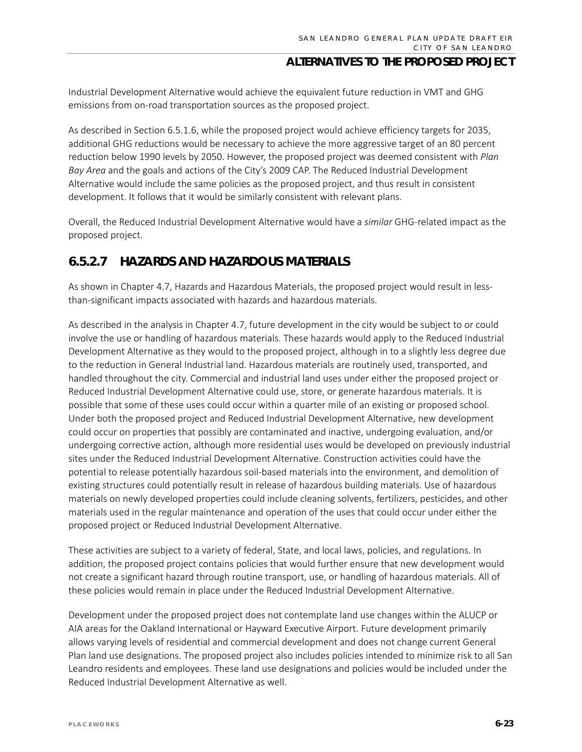Industrial Development Alternative would achieve the equivalent future reduction in VMT and GHG emissions from on-road transportation sources as the proposed project.

As described in Section 6.5.1.6, while the proposed project would achieve efficiency targets for 2035, additional GHG reductions would be necessary to achieve the more aggressive target of an 80 percent reduction below 1990 levels by 2050. However, the proposed project was deemed consistent with *Plan Bay Area* and the goals and actions of the City's 2009 CAP. The Reduced Industrial Development Alternative would include the same policies as the proposed project, and thus result in consistent development. It follows that it would be similarly consistent with relevant plans.

Overall, the Reduced Industrial Development Alternative would have a *similar* GHG-related impact as the proposed project.

## 6.5.2.7 HAZARDS AND HAZARDOUS MATERIALS

As shown in Chapter 4.7, Hazards and Hazardous Materials, the proposed project would result in less-than-significant impacts associated with hazards and hazardous materials.

As described in the analysis in Chapter 4.7, future development in the city would be subject to or could involve the use or handling of hazardous materials. These hazards would apply to the Reduced Industrial Development Alternative as they would to the proposed project, although in to a slightly less degree due to the reduction in General Industrial land. Hazardous materials are routinely used, transported, and handled throughout the city. Commercial and industrial land uses under either the proposed project or Reduced Industrial Development Alternative could use, store, or generate hazardous materials. It is possible that some of these uses could occur within a quarter mile of an existing or proposed school. Under both the proposed project and Reduced Industrial Development Alternative, new development could occur on properties that possibly are contaminated and inactive, undergoing evaluation, and/or undergoing corrective action, although more residential uses would be developed on previously industrial sites under the Reduced Industrial Development Alternative. Construction activities could have the potential to release potentially hazardous soil-based materials into the environment, and demolition of existing structures could potentially result in release of hazardous building materials. Use of hazardous materials on newly developed properties could include cleaning solvents, fertilizers, pesticides, and other materials used in the regular maintenance and operation of the uses that could occur under either the proposed project or Reduced Industrial Development Alternative.

These activities are subject to a variety of federal, State, and local laws, policies, and regulations. In addition, the proposed project contains policies that would further ensure that new development would not create a significant hazard through routine transport, use, or handling of hazardous materials. All of these policies would remain in place under the Reduced Industrial Development Alternative.

Development under the proposed project does not contemplate land use changes within the ALUCP or AIA areas for the Oakland International or Hayward Executive Airport. Future development primarily allows varying levels of residential and commercial development and does not change current General Plan land use designations. The proposed project also includes policies intended to minimize risk to all San Leandro residents and employees. These land use designations and policies would be included under the Reduced Industrial Development Alternative as well.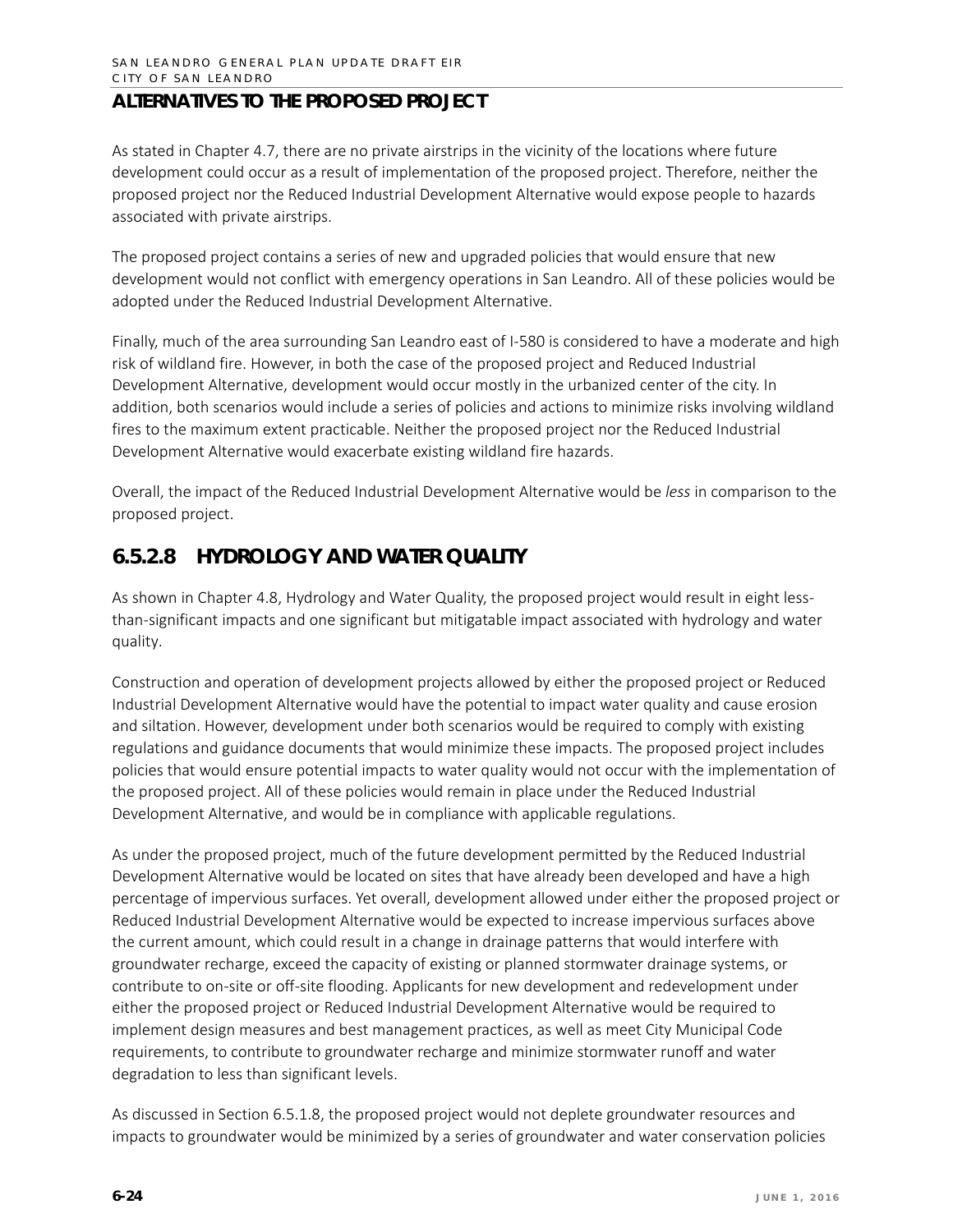## ALTERNATIVES TO THE PROPOSED PROJECT

As stated in Chapter 4.7, there are no private airstrips in the vicinity of the locations where future development could occur as a result of implementation of the proposed project. Therefore, neither the proposed project nor the Reduced Industrial Development Alternative would expose people to hazards associated with private airstrips.

The proposed project contains a series of new and upgraded policies that would ensure that new development would not conflict with emergency operations in San Leandro. All of these policies would be adopted under the Reduced Industrial Development Alternative.

Finally, much of the area surrounding San Leandro east of I-580 is considered to have a moderate and high risk of wildland fire. However, in both the case of the proposed project and Reduced Industrial Development Alternative, development would occur mostly in the urbanized center of the city. In addition, both scenarios would include a series of policies and actions to minimize risks involving wildland fires to the maximum extent practicable. Neither the proposed project nor the Reduced Industrial Development Alternative would exacerbate existing wildland fire hazards.

Overall, the impact of the Reduced Industrial Development Alternative would be *less* in comparison to the proposed project.

### 6.5.2.8 HYDROLOGY AND WATER QUALITY

As shown in Chapter 4.8, Hydrology and Water Quality, the proposed project would result in eight less-than-significant impacts and one significant but mitigatable impact associated with hydrology and water quality.

Construction and operation of development projects allowed by either the proposed project or Reduced Industrial Development Alternative would have the potential to impact water quality and cause erosion and siltation. However, development under both scenarios would be required to comply with existing regulations and guidance documents that would minimize these impacts. The proposed project includes policies that would ensure potential impacts to water quality would not occur with the implementation of the proposed project. All of these policies would remain in place under the Reduced Industrial Development Alternative, and would be in compliance with applicable regulations.

As under the proposed project, much of the future development permitted by the Reduced Industrial Development Alternative would be located on sites that have already been developed and have a high percentage of impervious surfaces. Yet overall, development allowed under either the proposed project or Reduced Industrial Development Alternative would be expected to increase impervious surfaces above the current amount, which could result in a change in drainage patterns that would interfere with groundwater recharge, exceed the capacity of existing or planned stormwater drainage systems, or contribute to on-site or off-site flooding. Applicants for new development and redevelopment under either the proposed project or Reduced Industrial Development Alternative would be required to implement design measures and best management practices, as well as meet City Municipal Code requirements, to contribute to groundwater recharge and minimize stormwater runoff and water degradation to less than significant levels.

As discussed in Section 6.5.1.8, the proposed project would not deplete groundwater resources and impacts to groundwater would be minimized by a series of groundwater and water conservation policies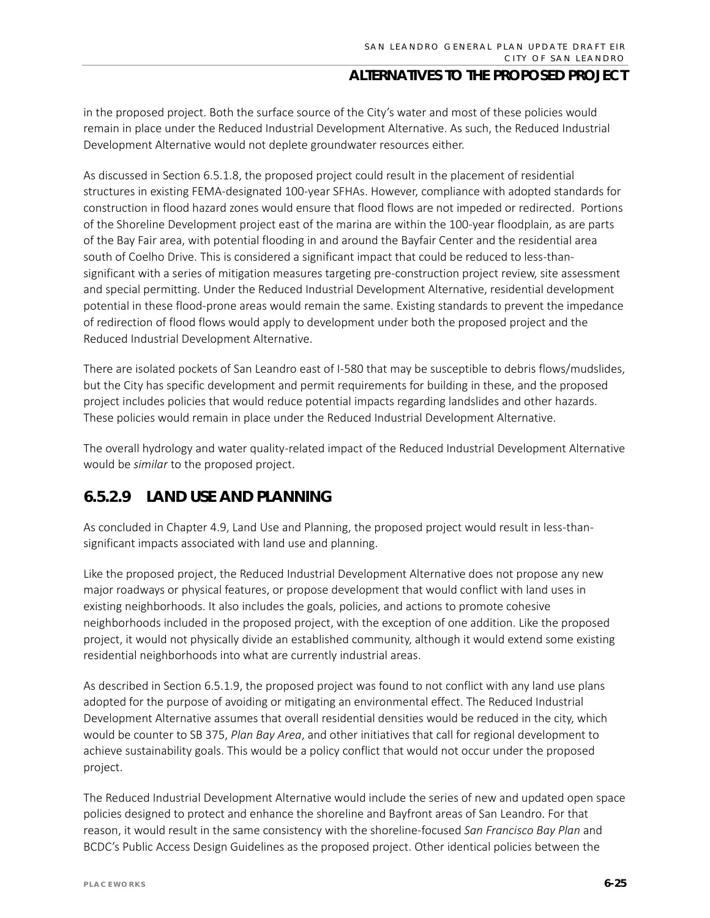in the proposed project. Both the surface source of the City's water and most of these policies would remain in place under the Reduced Industrial Development Alternative. As such, the Reduced Industrial Development Alternative would not deplete groundwater resources either.

As discussed in Section 6.5.1.8, the proposed project could result in the placement of residential structures in existing FEMA-designated 100-year SFHAs. However, compliance with adopted standards for construction in flood hazard zones would ensure that flood flows are not impeded or redirected. Portions of the Shoreline Development project east of the marina are within the 100-year floodplain, as are parts of the Bay Fair area, with potential flooding in and around the Bayfair Center and the residential area south of Coelho Drive. This is considered a significant impact that could be reduced to less-than-significant with a series of mitigation measures targeting pre-construction project review, site assessment and special permitting. Under the Reduced Industrial Development Alternative, residential development potential in these flood-prone areas would remain the same. Existing standards to prevent the impedance of redirection of flood flows would apply to development under both the proposed project and the Reduced Industrial Development Alternative.

There are isolated pockets of San Leandro east of I-580 that may be susceptible to debris flows/mudslides, but the City has specific development and permit requirements for building in these, and the proposed project includes policies that would reduce potential impacts regarding landslides and other hazards. These policies would remain in place under the Reduced Industrial Development Alternative.

The overall hydrology and water quality-related impact of the Reduced Industrial Development Alternative would be *similar* to the proposed project.

### 6.5.2.9 LAND USE AND PLANNING

As concluded in Chapter 4.9, Land Use and Planning, the proposed project would result in less-than-significant impacts associated with land use and planning.

Like the proposed project, the Reduced Industrial Development Alternative does not propose any new major roadways or physical features, or propose development that would conflict with land uses in existing neighborhoods. It also includes the goals, policies, and actions to promote cohesive neighborhoods included in the proposed project, with the exception of one addition. Like the proposed project, it would not physically divide an established community, although it would extend some existing residential neighborhoods into what are currently industrial areas.

As described in Section 6.5.1.9, the proposed project was found to not conflict with any land use plans adopted for the purpose of avoiding or mitigating an environmental effect. The Reduced Industrial Development Alternative assumes that overall residential densities would be reduced in the city, which would be counter to SB 375, *Plan Bay Area*, and other initiatives that call for regional development to achieve sustainability goals. This would be a policy conflict that would not occur under the proposed project.

The Reduced Industrial Development Alternative would include the series of new and updated open space policies designed to protect and enhance the shoreline and Bayfront areas of San Leandro. For that reason, it would result in the same consistency with the shoreline-focused *San Francisco Bay Plan* and BCDC's Public Access Design Guidelines as the proposed project. Other identical policies between the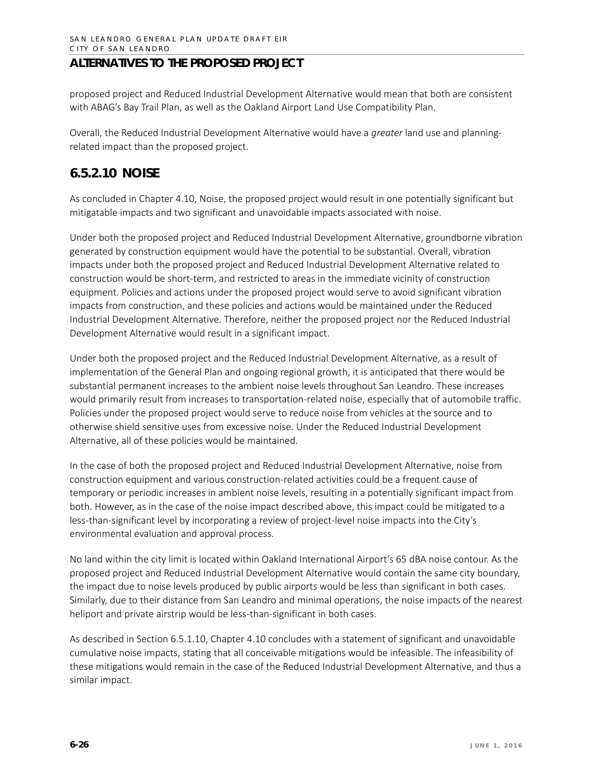## ALTERNATIVES TO THE PROPOSED PROJECT

proposed project and Reduced Industrial Development Alternative would mean that both are consistent with ABAG's Bay Trail Plan, as well as the Oakland Airport Land Use Compatibility Plan.

Overall, the Reduced Industrial Development Alternative would have a *greater* land use and planning-related impact than the proposed project.

### 6.5.2.10 NOISE

As concluded in Chapter 4.10, Noise, the proposed project would result in one potentially significant but mitigatable impacts and two significant and unavoidable impacts associated with noise.

Under both the proposed project and Reduced Industrial Development Alternative, groundborne vibration generated by construction equipment would have the potential to be substantial. Overall, vibration impacts under both the proposed project and Reduced Industrial Development Alternative related to construction would be short-term, and restricted to areas in the immediate vicinity of construction equipment. Policies and actions under the proposed project would serve to avoid significant vibration impacts from construction, and these policies and actions would be maintained under the Reduced Industrial Development Alternative. Therefore, neither the proposed project nor the Reduced Industrial Development Alternative would result in a significant impact.

Under both the proposed project and the Reduced Industrial Development Alternative, as a result of implementation of the General Plan and ongoing regional growth, it is anticipated that there would be substantial permanent increases to the ambient noise levels throughout San Leandro. These increases would primarily result from increases to transportation-related noise, especially that of automobile traffic. Policies under the proposed project would serve to reduce noise from vehicles at the source and to otherwise shield sensitive uses from excessive noise. Under the Reduced Industrial Development Alternative, all of these policies would be maintained.

In the case of both the proposed project and Reduced Industrial Development Alternative, noise from construction equipment and various construction-related activities could be a frequent cause of temporary or periodic increases in ambient noise levels, resulting in a potentially significant impact from both. However, as in the case of the noise impact described above, this impact could be mitigated to a less-than-significant level by incorporating a review of project-level noise impacts into the City's environmental evaluation and approval process.

No land within the city limit is located within Oakland International Airport's 65 dBA noise contour. As the proposed project and Reduced Industrial Development Alternative would contain the same city boundary, the impact due to noise levels produced by public airports would be less than significant in both cases. Similarly, due to their distance from San Leandro and minimal operations, the noise impacts of the nearest heliport and private airstrip would be less-than-significant in both cases.

As described in Section 6.5.1.10, Chapter 4.10 concludes with a statement of significant and unavoidable cumulative noise impacts, stating that all conceivable mitigations would be infeasible. The infeasibility of these mitigations would remain in the case of the Reduced Industrial Development Alternative, and thus a similar impact.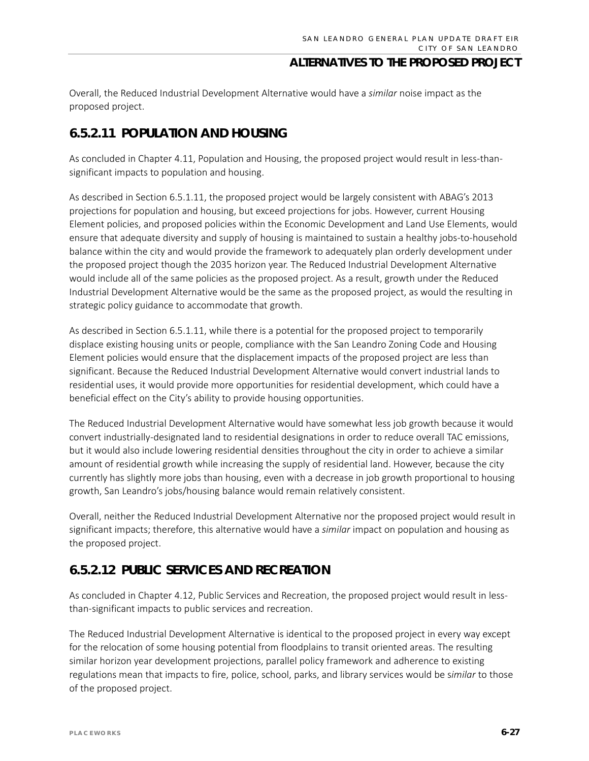Overall, the Reduced Industrial Development Alternative would have a *similar* noise impact as the proposed project.

## 6.5.2.11 POPULATION AND HOUSING

As concluded in Chapter 4.11, Population and Housing, the proposed project would result in less-than-significant impacts to population and housing.

As described in Section 6.5.1.11, the proposed project would be largely consistent with ABAG's 2013 projections for population and housing, but exceed projections for jobs. However, current Housing Element policies, and proposed policies within the Economic Development and Land Use Elements, would ensure that adequate diversity and supply of housing is maintained to sustain a healthy jobs-to-household balance within the city and would provide the framework to adequately plan orderly development under the proposed project though the 2035 horizon year. The Reduced Industrial Development Alternative would include all of the same policies as the proposed project. As a result, growth under the Reduced Industrial Development Alternative would be the same as the proposed project, as would the resulting in strategic policy guidance to accommodate that growth.

As described in Section 6.5.1.11, while there is a potential for the proposed project to temporarily displace existing housing units or people, compliance with the San Leandro Zoning Code and Housing Element policies would ensure that the displacement impacts of the proposed project are less than significant. Because the Reduced Industrial Development Alternative would convert industrial lands to residential uses, it would provide more opportunities for residential development, which could have a beneficial effect on the City's ability to provide housing opportunities.

The Reduced Industrial Development Alternative would have somewhat less job growth because it would convert industrially-designated land to residential designations in order to reduce overall TAC emissions, but it would also include lowering residential densities throughout the city in order to achieve a similar amount of residential growth while increasing the supply of residential land. However, because the city currently has slightly more jobs than housing, even with a decrease in job growth proportional to housing growth, San Leandro's jobs/housing balance would remain relatively consistent.

Overall, neither the Reduced Industrial Development Alternative nor the proposed project would result in significant impacts; therefore, this alternative would have a *similar* impact on population and housing as the proposed project.

## 6.5.2.12 PUBLIC SERVICES AND RECREATION

As concluded in Chapter 4.12, Public Services and Recreation, the proposed project would result in less-than-significant impacts to public services and recreation.

The Reduced Industrial Development Alternative is identical to the proposed project in every way except for the relocation of some housing potential from floodplains to transit oriented areas. The resulting similar horizon year development projections, parallel policy framework and adherence to existing regulations mean that impacts to fire, police, school, parks, and library services would be s*imilar* to those of the proposed project.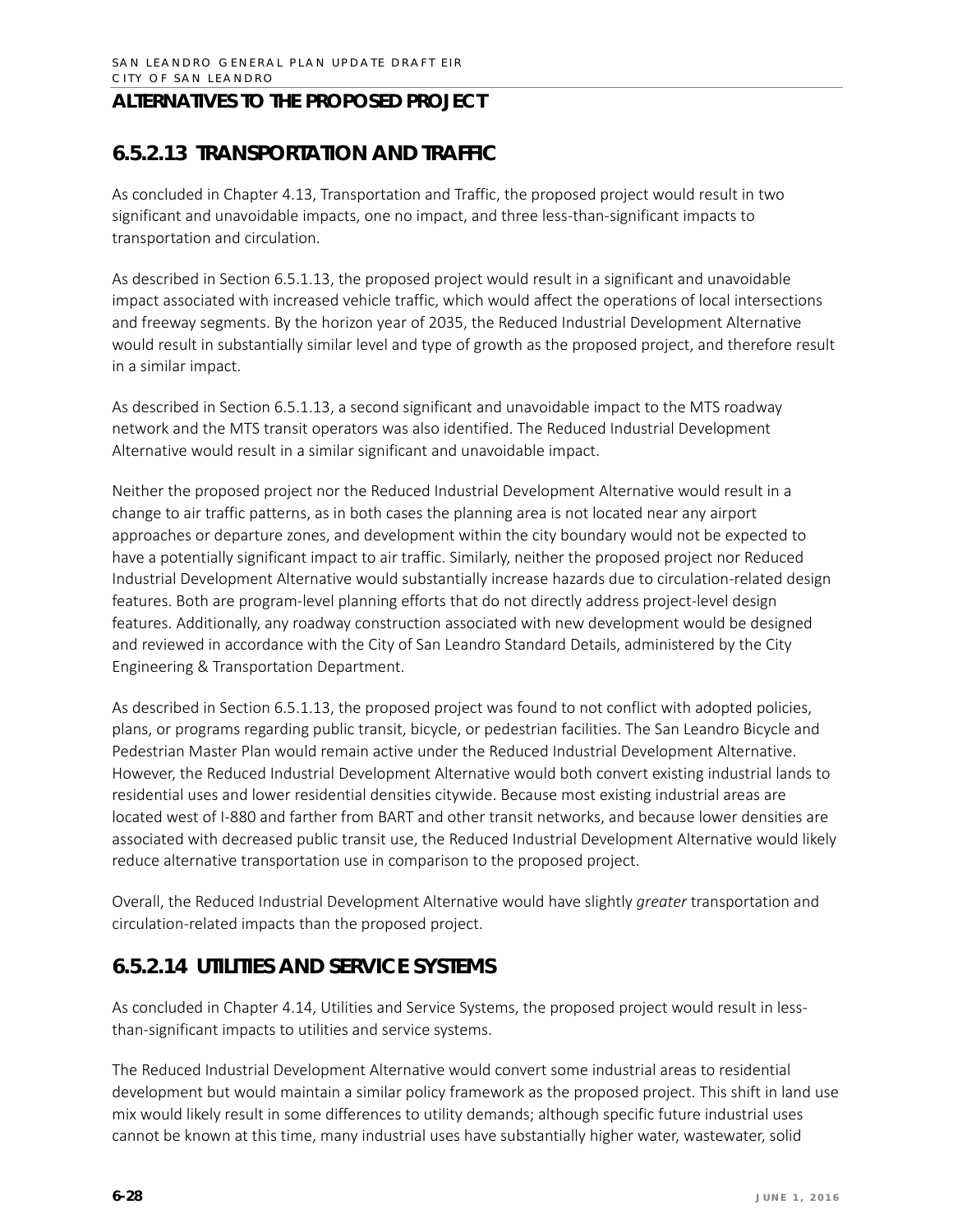## ALTERNATIVES TO THE PROPOSED PROJECT

## 6.5.2.13 TRANSPORTATION AND TRAFFIC

As concluded in Chapter 4.13, Transportation and Traffic, the proposed project would result in two significant and unavoidable impacts, one no impact, and three less-than-significant impacts to transportation and circulation.

As described in Section 6.5.1.13, the proposed project would result in a significant and unavoidable impact associated with increased vehicle traffic, which would affect the operations of local intersections and freeway segments. By the horizon year of 2035, the Reduced Industrial Development Alternative would result in substantially similar level and type of growth as the proposed project, and therefore result in a similar impact.

As described in Section 6.5.1.13, a second significant and unavoidable impact to the MTS roadway network and the MTS transit operators was also identified. The Reduced Industrial Development Alternative would result in a similar significant and unavoidable impact.

Neither the proposed project nor the Reduced Industrial Development Alternative would result in a change to air traffic patterns, as in both cases the planning area is not located near any airport approaches or departure zones, and development within the city boundary would not be expected to have a potentially significant impact to air traffic. Similarly, neither the proposed project nor Reduced Industrial Development Alternative would substantially increase hazards due to circulation-related design features. Both are program-level planning efforts that do not directly address project-level design features. Additionally, any roadway construction associated with new development would be designed and reviewed in accordance with the City of San Leandro Standard Details, administered by the City Engineering & Transportation Department.

As described in Section 6.5.1.13, the proposed project was found to not conflict with adopted policies, plans, or programs regarding public transit, bicycle, or pedestrian facilities. The San Leandro Bicycle and Pedestrian Master Plan would remain active under the Reduced Industrial Development Alternative. However, the Reduced Industrial Development Alternative would both convert existing industrial lands to residential uses and lower residential densities citywide. Because most existing industrial areas are located west of I-880 and farther from BART and other transit networks, and because lower densities are associated with decreased public transit use, the Reduced Industrial Development Alternative would likely reduce alternative transportation use in comparison to the proposed project.

Overall, the Reduced Industrial Development Alternative would have slightly *greater* transportation and circulation-related impacts than the proposed project.

## 6.5.2.14 UTILITIES AND SERVICE SYSTEMS

As concluded in Chapter 4.14, Utilities and Service Systems, the proposed project would result in less-than-significant impacts to utilities and service systems.

The Reduced Industrial Development Alternative would convert some industrial areas to residential development but would maintain a similar policy framework as the proposed project. This shift in land use mix would likely result in some differences to utility demands; although specific future industrial uses cannot be known at this time, many industrial uses have substantially higher water, wastewater, solid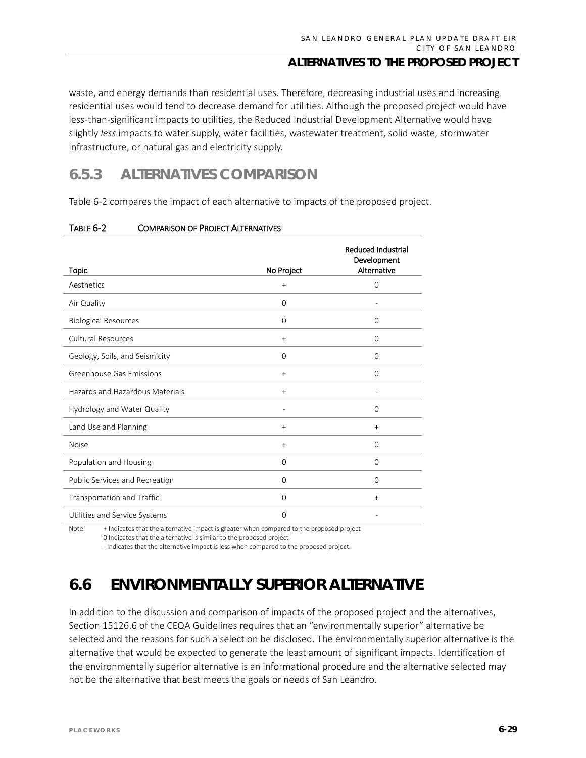waste, and energy demands than residential uses. Therefore, decreasing industrial uses and increasing residential uses would tend to decrease demand for utilities. Although the proposed project would have less-than-significant impacts to utilities, the Reduced Industrial Development Alternative would have slightly *less* impacts to water supply, water facilities, wastewater treatment, solid waste, stormwater infrastructure, or natural gas and electricity supply.

## 6.5.3 ALTERNATIVES COMPARISON

Table 6-2 compares the impact of each alternative to impacts of the proposed project.

**TABLE 6-2 COMPARISON OF PROJECT ALTERNATIVES**

| Topic | No Project | Reduced Industrial Development Alternative |
|---|---|---|
| Aesthetics | + | 0 |
| Air Quality | 0 | - |
| Biological Resources | 0 | 0 |
| Cultural Resources | + | 0 |
| Geology, Soils, and Seismicity | 0 | 0 |
| Greenhouse Gas Emissions | + | 0 |
| Hazards and Hazardous Materials | + | - |
| Hydrology and Water Quality | - | 0 |
| Land Use and Planning | + | + |
| Noise | + | 0 |
| Population and Housing | 0 | 0 |
| Public Services and Recreation | 0 | 0 |
| Transportation and Traffic | 0 | + |
| Utilities and Service Systems | 0 | - |

Note: + Indicates that the alternative impact is greater when compared to the proposed project
0 Indicates that the alternative is similar to the proposed project
- Indicates that the alternative impact is less when compared to the proposed project.

# 6.6 ENVIRONMENTALLY SUPERIOR ALTERNATIVE

In addition to the discussion and comparison of impacts of the proposed project and the alternatives, Section 15126.6 of the CEQA Guidelines requires that an "environmentally superior" alternative be selected and the reasons for such a selection be disclosed. The environmentally superior alternative is the alternative that would be expected to generate the least amount of significant impacts. Identification of the environmentally superior alternative is an informational procedure and the alternative selected may not be the alternative that best meets the goals or needs of San Leandro.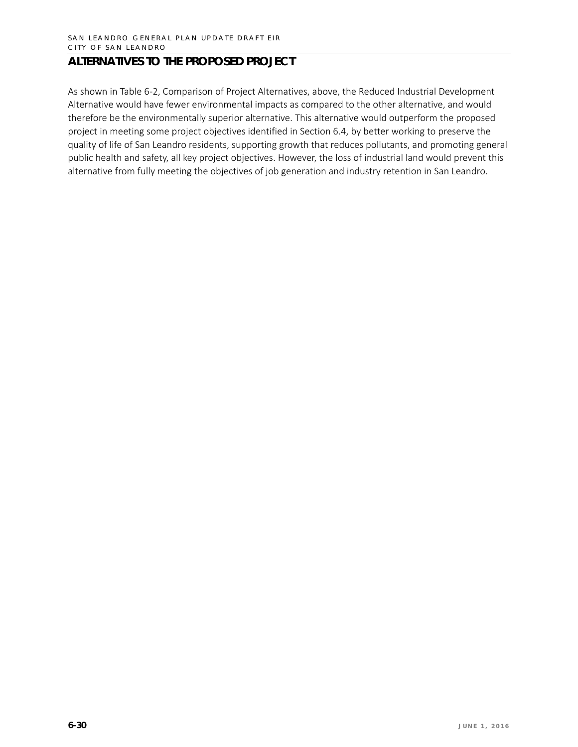# ALTERNATIVES TO THE PROPOSED PROJECT

As shown in Table 6-2, Comparison of Project Alternatives, above, the Reduced Industrial Development Alternative would have fewer environmental impacts as compared to the other alternative, and would therefore be the environmentally superior alternative. This alternative would outperform the proposed project in meeting some project objectives identified in Section 6.4, by better working to preserve the quality of life of San Leandro residents, supporting growth that reduces pollutants, and promoting general public health and safety, all key project objectives. However, the loss of industrial land would prevent this alternative from fully meeting the objectives of job generation and industry retention in San Leandro.